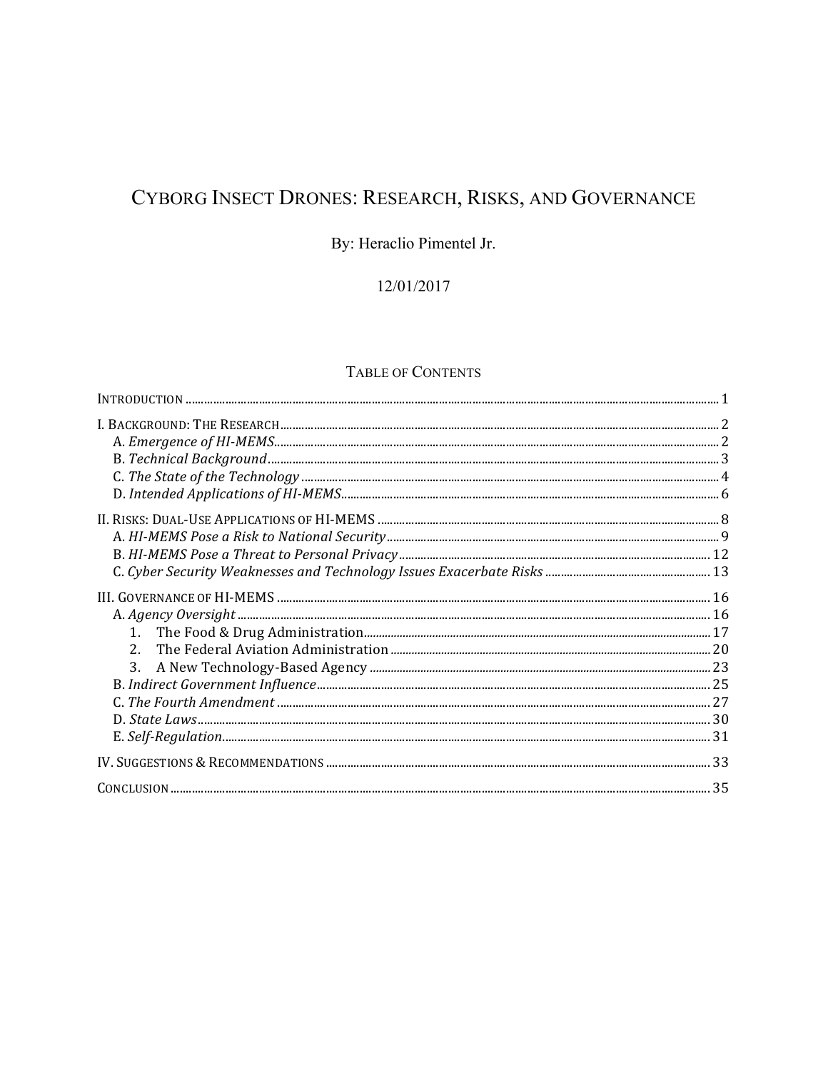# CYBORG INSECT DRONES: RESEARCH, RISKS, AND GOVERNANCE

By: Heraclio Pimentel Jr.

12/01/2017

## TABLE OF CONTENTS

INTRODUCTION ........ 1

I. BACKGROUND: THE RESEARCH ........ 2
- A. *Emergence of HI-MEMS* ........ 2
- B. *Technical Background* ........ 3
- C. *The State of the Technology* ........ 4
- D. *Intended Applications of HI-MEMS* ........ 6

II. RISKS: DUAL-USE APPLICATIONS OF HI-MEMS ........ 8
- A. *HI-MEMS Pose a Risk to National Security* ........ 9
- B. *HI-MEMS Pose a Threat to Personal Privacy* ........ 12
- C. *Cyber Security Weaknesses and Technology Issues Exacerbate Risks* ........ 13

III. GOVERNANCE OF HI-MEMS ........ 16
- A. *Agency Oversight* ........ 16
  1. The Food & Drug Administration ........ 17
  2. The Federal Aviation Administration ........ 20
  3. A New Technology-Based Agency ........ 23
- B. *Indirect Government Influence* ........ 25
- C. *The Fourth Amendment* ........ 27
- D. *State Laws* ........ 30
- E. *Self-Regulation* ........ 31

IV. SUGGESTIONS & RECOMMENDATIONS ........ 33

CONCLUSION ........ 35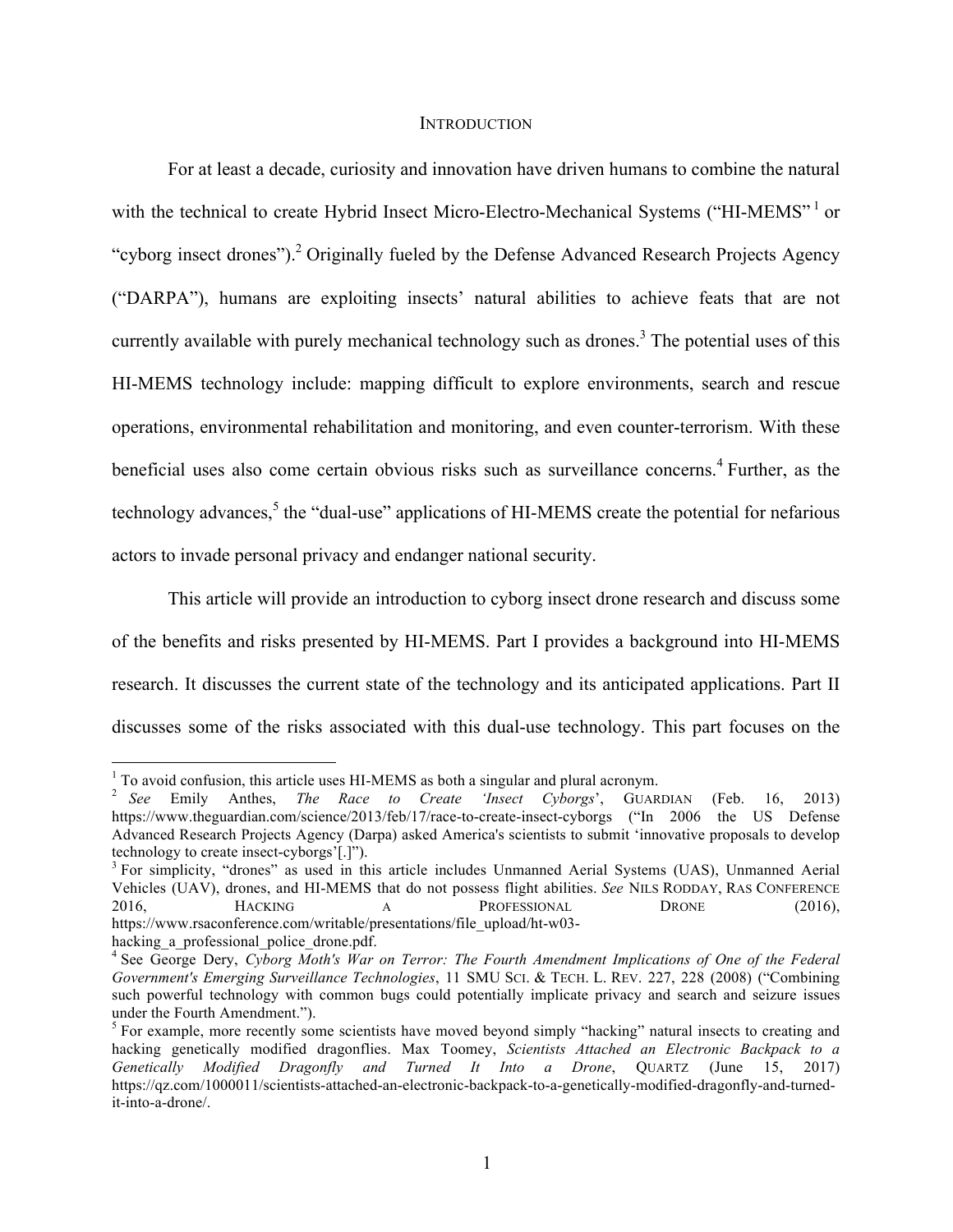# INTRODUCTION

For at least a decade, curiosity and innovation have driven humans to combine the natural with the technical to create Hybrid Insect Micro-Electro-Mechanical Systems ("HI-MEMS"[1] or "cyborg insect drones").[2] Originally fueled by the Defense Advanced Research Projects Agency ("DARPA"), humans are exploiting insects' natural abilities to achieve feats that are not currently available with purely mechanical technology such as drones.[3] The potential uses of this HI-MEMS technology include: mapping difficult to explore environments, search and rescue operations, environmental rehabilitation and monitoring, and even counter-terrorism. With these beneficial uses also come certain obvious risks such as surveillance concerns.[4] Further, as the technology advances,[5] the "dual-use" applications of HI-MEMS create the potential for nefarious actors to invade personal privacy and endanger national security.

This article will provide an introduction to cyborg insect drone research and discuss some of the benefits and risks presented by HI-MEMS. Part I provides a background into HI-MEMS research. It discusses the current state of the technology and its anticipated applications. Part II discusses some of the risks associated with this dual-use technology. This part focuses on the

---

[1] To avoid confusion, this article uses HI-MEMS as both a singular and plural acronym.

[2] *See* Emily Anthes, *The Race to Create 'Insect Cyborgs'*, GUARDIAN (Feb. 16, 2013) https://www.theguardian.com/science/2013/feb/17/race-to-create-insect-cyborgs ("In 2006 the US Defense Advanced Research Projects Agency (Darpa) asked America's scientists to submit 'innovative proposals to develop technology to create insect-cyborgs'[.]").

[3] For simplicity, "drones" as used in this article includes Unmanned Aerial Systems (UAS), Unmanned Aerial Vehicles (UAV), drones, and HI-MEMS that do not possess flight abilities. *See* NILS RODDAY, RAS CONFERENCE 2016, HACKING A PROFESSIONAL DRONE (2016), https://www.rsaconference.com/writable/presentations/file_upload/ht-w03-hacking_a_professional_police_drone.pdf.

[4] See George Dery, *Cyborg Moth's War on Terror: The Fourth Amendment Implications of One of the Federal Government's Emerging Surveillance Technologies*, 11 SMU SCI. & TECH. L. REV. 227, 228 (2008) ("Combining such powerful technology with common bugs could potentially implicate privacy and search and seizure issues under the Fourth Amendment.").

[5] For example, more recently some scientists have moved beyond simply "hacking" natural insects to creating and hacking genetically modified dragonflies. Max Toomey, *Scientists Attached an Electronic Backpack to a Genetically Modified Dragonfly and Turned It Into a Drone*, QUARTZ (June 15, 2017) https://qz.com/1000011/scientists-attached-an-electronic-backpack-to-a-genetically-modified-dragonfly-and-turned-it-into-a-drone/.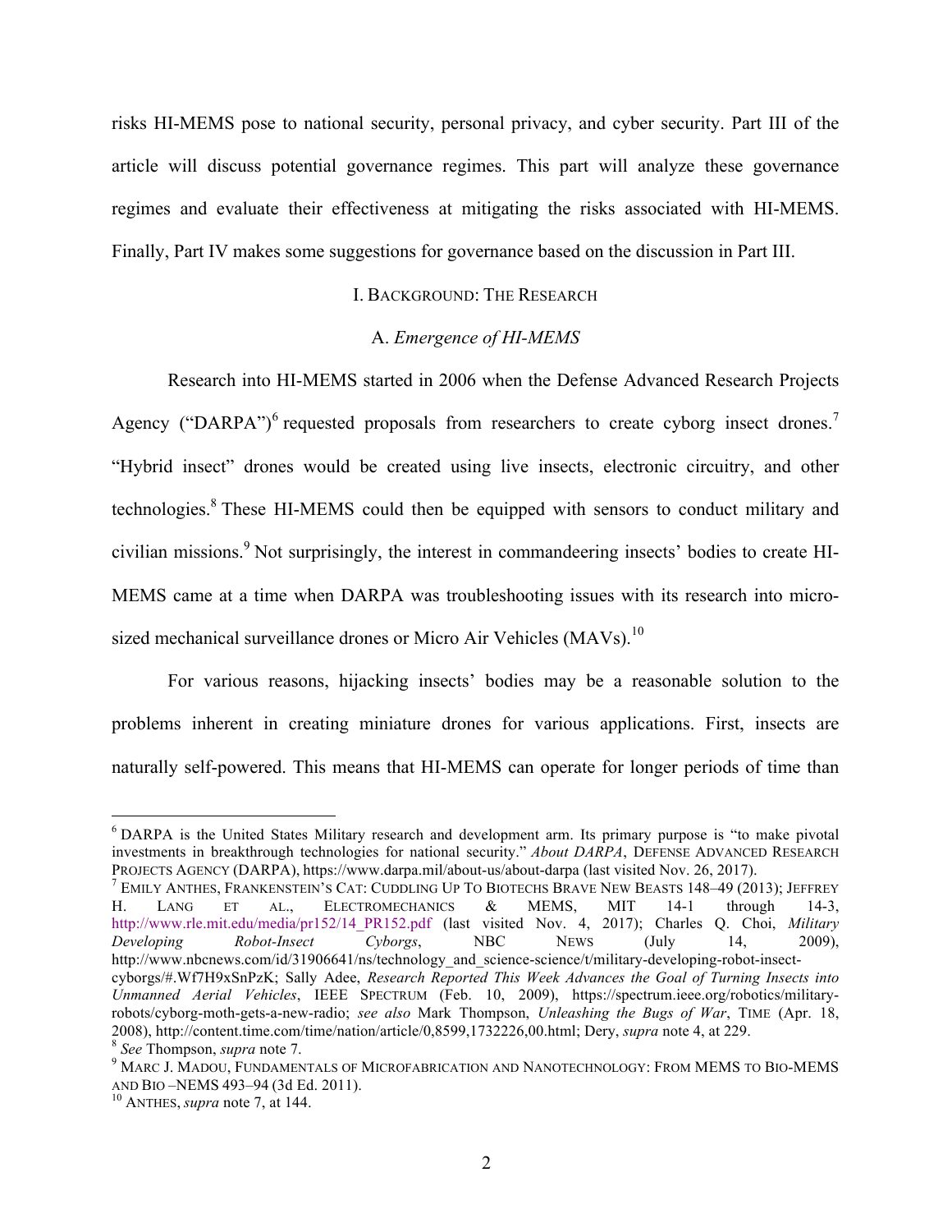risks HI-MEMS pose to national security, personal privacy, and cyber security. Part III of the article will discuss potential governance regimes. This part will analyze these governance regimes and evaluate their effectiveness at mitigating the risks associated with HI-MEMS. Finally, Part IV makes some suggestions for governance based on the discussion in Part III.

## I. BACKGROUND: THE RESEARCH

### A. *Emergence of HI-MEMS*

Research into HI-MEMS started in 2006 when the Defense Advanced Research Projects Agency ("DARPA")[6] requested proposals from researchers to create cyborg insect drones.[7] "Hybrid insect" drones would be created using live insects, electronic circuitry, and other technologies.[8] These HI-MEMS could then be equipped with sensors to conduct military and civilian missions.[9] Not surprisingly, the interest in commandeering insects' bodies to create HI-MEMS came at a time when DARPA was troubleshooting issues with its research into micro-sized mechanical surveillance drones or Micro Air Vehicles (MAVs).[10]

For various reasons, hijacking insects' bodies may be a reasonable solution to the problems inherent in creating miniature drones for various applications. First, insects are naturally self-powered. This means that HI-MEMS can operate for longer periods of time than

---

[6] DARPA is the United States Military research and development arm. Its primary purpose is "to make pivotal investments in breakthrough technologies for national security." *About DARPA*, DEFENSE ADVANCED RESEARCH PROJECTS AGENCY (DARPA), https://www.darpa.mil/about-us/about-darpa (last visited Nov. 26, 2017).

[7] EMILY ANTHES, FRANKENSTEIN'S CAT: CUDDLING UP TO BIOTECHS BRAVE NEW BEASTS 148–49 (2013); JEFFREY H. LANG ET AL., ELECTROMECHANICS & MEMS, MIT 14-1 through 14-3, http://www.rle.mit.edu/media/pr152/14_PR152.pdf (last visited Nov. 4, 2017); Charles Q. Choi, *Military Developing Robot-Insect Cyborgs*, NBC NEWS (July 14, 2009), http://www.nbcnews.com/id/31906641/ns/technology_and_science-science/t/military-developing-robot-insect-cyborgs/#.Wf7H9xSnPzK; Sally Adee, *Research Reported This Week Advances the Goal of Turning Insects into Unmanned Aerial Vehicles*, IEEE SPECTRUM (Feb. 10, 2009), https://spectrum.ieee.org/robotics/military-robots/cyborg-moth-gets-a-new-radio; *see also* Mark Thompson, *Unleashing the Bugs of War*, TIME (Apr. 18, 2008), http://content.time.com/time/nation/article/0,8599,1732226,00.html; Dery, *supra* note 4, at 229.

[8] *See* Thompson, *supra* note 7.

[9] MARC J. MADOU, FUNDAMENTALS OF MICROFABRICATION AND NANOTECHNOLOGY: FROM MEMS TO BIO-MEMS AND BIO –NEMS 493–94 (3d Ed. 2011).

[10] ANTHES, *supra* note 7, at 144.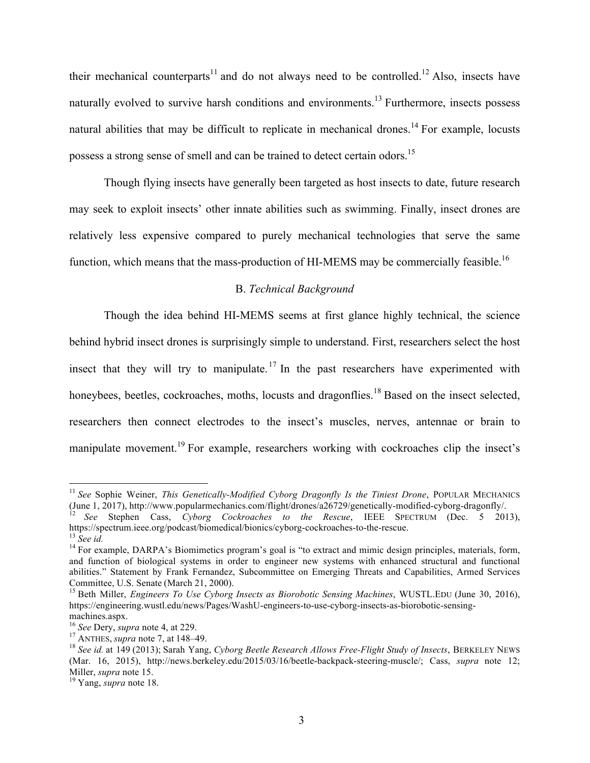their mechanical counterparts[11] and do not always need to be controlled.[12] Also, insects have naturally evolved to survive harsh conditions and environments.[13] Furthermore, insects possess natural abilities that may be difficult to replicate in mechanical drones.[14] For example, locusts possess a strong sense of smell and can be trained to detect certain odors.[15]

Though flying insects have generally been targeted as host insects to date, future research may seek to exploit insects' other innate abilities such as swimming. Finally, insect drones are relatively less expensive compared to purely mechanical technologies that serve the same function, which means that the mass-production of HI-MEMS may be commercially feasible.[16]

### B. *Technical Background*

Though the idea behind HI-MEMS seems at first glance highly technical, the science behind hybrid insect drones is surprisingly simple to understand. First, researchers select the host insect that they will try to manipulate.[17] In the past researchers have experimented with honeybees, beetles, cockroaches, moths, locusts and dragonflies.[18] Based on the insect selected, researchers then connect electrodes to the insect's muscles, nerves, antennae or brain to manipulate movement.[19] For example, researchers working with cockroaches clip the insect's

---

[11] *See* Sophie Weiner, *This Genetically-Modified Cyborg Dragonfly Is the Tiniest Drone*, POPULAR MECHANICS (June 1, 2017), http://www.popularmechanics.com/flight/drones/a26729/genetically-modified-cyborg-dragonfly/.

[12] *See* Stephen Cass, *Cyborg Cockroaches to the Rescue*, IEEE SPECTRUM (Dec. 5 2013), https://spectrum.ieee.org/podcast/biomedical/bionics/cyborg-cockroaches-to-the-rescue.

[13] *See id.*

[14] For example, DARPA's Biomimetics program's goal is "to extract and mimic design principles, materials, form, and function of biological systems in order to engineer new systems with enhanced structural and functional abilities." Statement by Frank Fernandez, Subcommittee on Emerging Threats and Capabilities, Armed Services Committee, U.S. Senate (March 21, 2000).

[15] Beth Miller, *Engineers To Use Cyborg Insects as Biorobotic Sensing Machines*, WUSTL.EDU (June 30, 2016), https://engineering.wustl.edu/news/Pages/WashU-engineers-to-use-cyborg-insects-as-biorobotic-sensing-machines.aspx.

[16] *See* Dery, *supra* note 4, at 229.

[17] ANTHES, *supra* note 7, at 148–49.

[18] *See id.* at 149 (2013); Sarah Yang, *Cyborg Beetle Research Allows Free-Flight Study of Insects*, BERKELEY NEWS (Mar. 16, 2015), http://news.berkeley.edu/2015/03/16/beetle-backpack-steering-muscle/; Cass, *supra* note 12; Miller, *supra* note 15.

[19] Yang, *supra* note 18.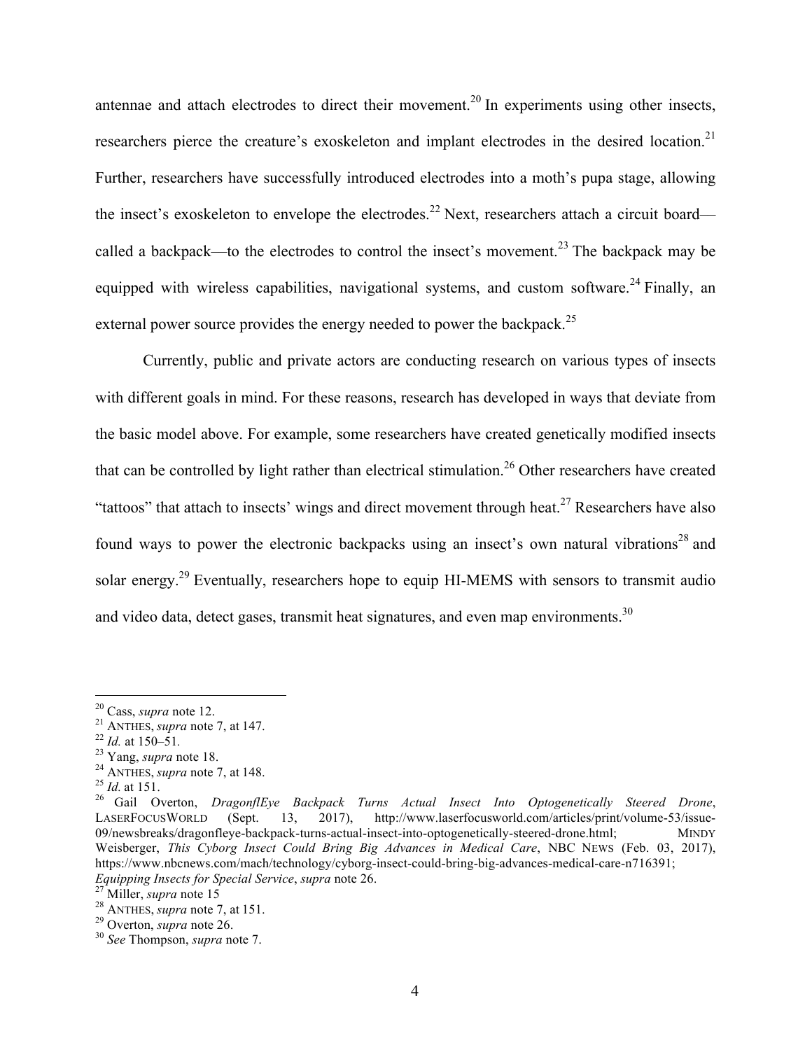antennae and attach electrodes to direct their movement.[20] In experiments using other insects, researchers pierce the creature's exoskeleton and implant electrodes in the desired location.[21] Further, researchers have successfully introduced electrodes into a moth's pupa stage, allowing the insect's exoskeleton to envelope the electrodes.[22] Next, researchers attach a circuit board—called a backpack—to the electrodes to control the insect's movement.[23] The backpack may be equipped with wireless capabilities, navigational systems, and custom software.[24] Finally, an external power source provides the energy needed to power the backpack.[25]

Currently, public and private actors are conducting research on various types of insects with different goals in mind. For these reasons, research has developed in ways that deviate from the basic model above. For example, some researchers have created genetically modified insects that can be controlled by light rather than electrical stimulation.[26] Other researchers have created "tattoos" that attach to insects' wings and direct movement through heat.[27] Researchers have also found ways to power the electronic backpacks using an insect's own natural vibrations[28] and solar energy.[29] Eventually, researchers hope to equip HI-MEMS with sensors to transmit audio and video data, detect gases, transmit heat signatures, and even map environments.[30]

---

[20] Cass, *supra* note 12.
[21] ANTHES, *supra* note 7, at 147.
[22] *Id.* at 150–51.
[23] Yang, *supra* note 18.
[24] ANTHES, *supra* note 7, at 148.
[25] *Id.* at 151.
[26] Gail Overton, *DragonflEye Backpack Turns Actual Insect Into Optogenetically Steered Drone*, LASERFOCUSWORLD (Sept. 13, 2017), http://www.laserfocusworld.com/articles/print/volume-53/issue-09/newsbreaks/dragonfleye-backpack-turns-actual-insect-into-optogenetically-steered-drone.html; MINDY Weisberger, *This Cyborg Insect Could Bring Big Advances in Medical Care*, NBC NEWS (Feb. 03, 2017), https://www.nbcnews.com/mach/technology/cyborg-insect-could-bring-big-advances-medical-care-n716391; *Equipping Insects for Special Service*, *supra* note 26.
[27] Miller, *supra* note 15
[28] ANTHES, *supra* note 7, at 151.
[29] Overton, *supra* note 26.
[30] *See* Thompson, *supra* note 7.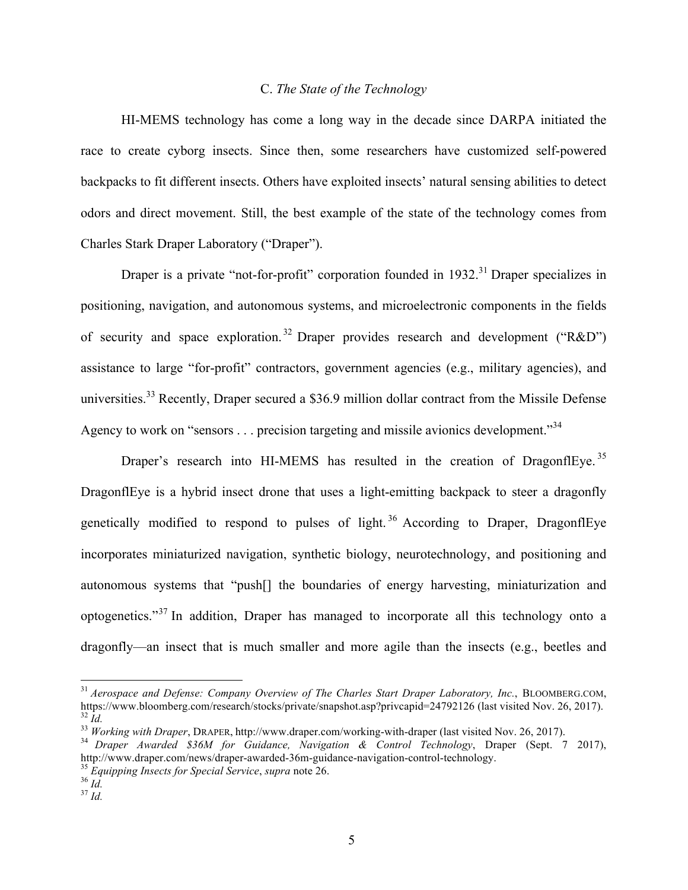### C. *The State of the Technology*

HI-MEMS technology has come a long way in the decade since DARPA initiated the race to create cyborg insects. Since then, some researchers have customized self-powered backpacks to fit different insects. Others have exploited insects' natural sensing abilities to detect odors and direct movement. Still, the best example of the state of the technology comes from Charles Stark Draper Laboratory ("Draper").

Draper is a private "not-for-profit" corporation founded in 1932.[31] Draper specializes in positioning, navigation, and autonomous systems, and microelectronic components in the fields of security and space exploration.[32] Draper provides research and development ("R&D") assistance to large "for-profit" contractors, government agencies (e.g., military agencies), and universities.[33] Recently, Draper secured a $36.9 million dollar contract from the Missile Defense Agency to work on "sensors . . . precision targeting and missile avionics development."[34]

Draper's research into HI-MEMS has resulted in the creation of DragonflEye.[35] DragonflEye is a hybrid insect drone that uses a light-emitting backpack to steer a dragonfly genetically modified to respond to pulses of light.[36] According to Draper, DragonflEye incorporates miniaturized navigation, synthetic biology, neurotechnology, and positioning and autonomous systems that "push[] the boundaries of energy harvesting, miniaturization and optogenetics."[37] In addition, Draper has managed to incorporate all this technology onto a dragonfly—an insect that is much smaller and more agile than the insects (e.g., beetles and

---

[31] *Aerospace and Defense: Company Overview of The Charles Start Draper Laboratory, Inc.*, BLOOMBERG.COM, https://www.bloomberg.com/research/stocks/private/snapshot.asp?privcapid=24792126 (last visited Nov. 26, 2017).

[32] *Id.*

[33] *Working with Draper*, DRAPER, http://www.draper.com/working-with-draper (last visited Nov. 26, 2017).

[34] *Draper Awarded $36M for Guidance, Navigation & Control Technology*, Draper (Sept. 7 2017), http://www.draper.com/news/draper-awarded-36m-guidance-navigation-control-technology.

[35] *Equipping Insects for Special Service*, *supra* note 26.

[36] *Id.*

[37] *Id.*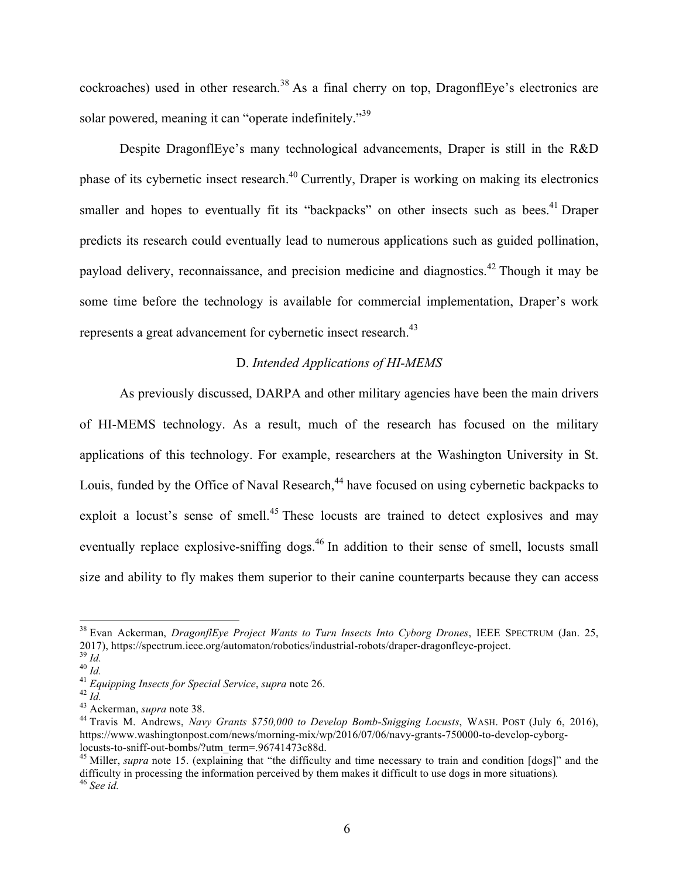cockroaches) used in other research.[38] As a final cherry on top, DragonflEye's electronics are solar powered, meaning it can "operate indefinitely."[39]

Despite DragonflEye's many technological advancements, Draper is still in the R&D phase of its cybernetic insect research.[40] Currently, Draper is working on making its electronics smaller and hopes to eventually fit its "backpacks" on other insects such as bees.[41] Draper predicts its research could eventually lead to numerous applications such as guided pollination, payload delivery, reconnaissance, and precision medicine and diagnostics.[42] Though it may be some time before the technology is available for commercial implementation, Draper's work represents a great advancement for cybernetic insect research.[43]

### D. *Intended Applications of HI-MEMS*

As previously discussed, DARPA and other military agencies have been the main drivers of HI-MEMS technology. As a result, much of the research has focused on the military applications of this technology. For example, researchers at the Washington University in St. Louis, funded by the Office of Naval Research,[44] have focused on using cybernetic backpacks to exploit a locust's sense of smell.[45] These locusts are trained to detect explosives and may eventually replace explosive-sniffing dogs.[46] In addition to their sense of smell, locusts small size and ability to fly makes them superior to their canine counterparts because they can access

---

[38] Evan Ackerman, *DragonflEye Project Wants to Turn Insects Into Cyborg Drones*, IEEE SPECTRUM (Jan. 25, 2017), https://spectrum.ieee.org/automaton/robotics/industrial-robots/draper-dragonfleye-project.

[39] *Id.*

[40] *Id.*

[41] *Equipping Insects for Special Service*, *supra* note 26.

[42] *Id.*

[43] Ackerman, *supra* note 38.

[44] Travis M. Andrews, *Navy Grants $750,000 to Develop Bomb-Snigging Locusts*, WASH. POST (July 6, 2016), https://www.washingtonpost.com/news/morning-mix/wp/2016/07/06/navy-grants-750000-to-develop-cyborg-locusts-to-sniff-out-bombs/?utm_term=.96741473c88d.

[45] Miller, *supra* note 15. (explaining that "the difficulty and time necessary to train and condition [dogs]" and the difficulty in processing the information perceived by them makes it difficult to use dogs in more situations).

[46] *See id.*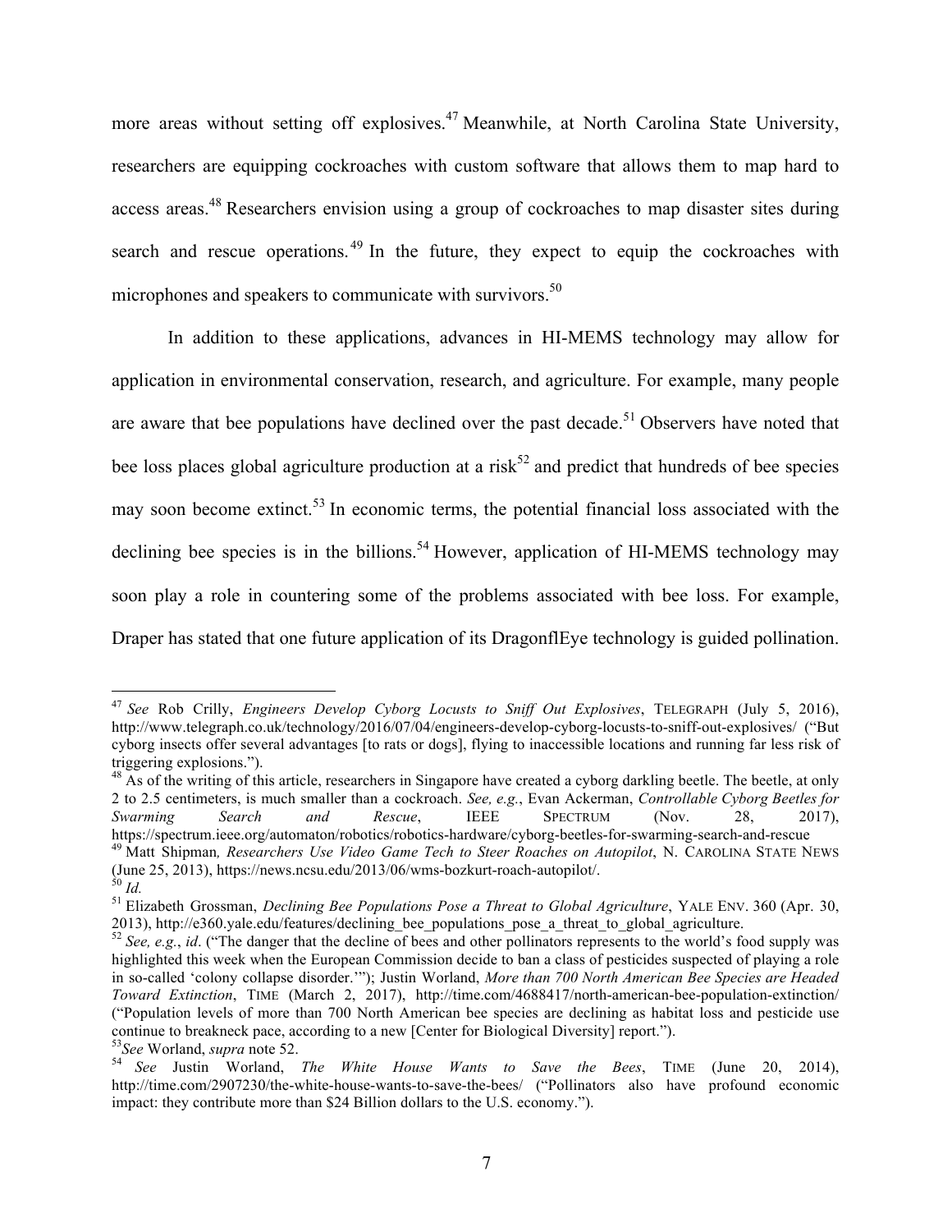more areas without setting off explosives.[47] Meanwhile, at North Carolina State University, researchers are equipping cockroaches with custom software that allows them to map hard to access areas.[48] Researchers envision using a group of cockroaches to map disaster sites during search and rescue operations.[49] In the future, they expect to equip the cockroaches with microphones and speakers to communicate with survivors.[50]

In addition to these applications, advances in HI-MEMS technology may allow for application in environmental conservation, research, and agriculture. For example, many people are aware that bee populations have declined over the past decade.[51] Observers have noted that bee loss places global agriculture production at a risk[52] and predict that hundreds of bee species may soon become extinct.[53] In economic terms, the potential financial loss associated with the declining bee species is in the billions.[54] However, application of HI-MEMS technology may soon play a role in countering some of the problems associated with bee loss. For example, Draper has stated that one future application of its DragonflEye technology is guided pollination.

---

[47] *See* Rob Crilly, *Engineers Develop Cyborg Locusts to Sniff Out Explosives*, TELEGRAPH (July 5, 2016), http://www.telegraph.co.uk/technology/2016/07/04/engineers-develop-cyborg-locusts-to-sniff-out-explosives/ ("But cyborg insects offer several advantages [to rats or dogs], flying to inaccessible locations and running far less risk of triggering explosions.").

[48] As of the writing of this article, researchers in Singapore have created a cyborg darkling beetle. The beetle, at only 2 to 2.5 centimeters, is much smaller than a cockroach. *See, e.g.*, Evan Ackerman, *Controllable Cyborg Beetles for Swarming Search and Rescue*, IEEE SPECTRUM (Nov. 28, 2017), https://spectrum.ieee.org/automaton/robotics/robotics-hardware/cyborg-beetles-for-swarming-search-and-rescue

[49] Matt Shipman*, Researchers Use Video Game Tech to Steer Roaches on Autopilot*, N. CAROLINA STATE NEWS (June 25, 2013), https://news.ncsu.edu/2013/06/wms-bozkurt-roach-autopilot/.

[50] *Id.*

[51] Elizabeth Grossman, *Declining Bee Populations Pose a Threat to Global Agriculture*, YALE ENV. 360 (Apr. 30, 2013), http://e360.yale.edu/features/declining_bee_populations_pose_a_threat_to_global_agriculture.

[52] *See, e.g.*, *id*. ("The danger that the decline of bees and other pollinators represents to the world's food supply was highlighted this week when the European Commission decide to ban a class of pesticides suspected of playing a role in so-called 'colony collapse disorder.'"); Justin Worland, *More than 700 North American Bee Species are Headed Toward Extinction*, TIME (March 2, 2017), http://time.com/4688417/north-american-bee-population-extinction/ ("Population levels of more than 700 North American bee species are declining as habitat loss and pesticide use continue to breakneck pace, according to a new [Center for Biological Diversity] report.").

[53] *See* Worland, *supra* note 52.

[54] *See* Justin Worland, *The White House Wants to Save the Bees*, TIME (June 20, 2014), http://time.com/2907230/the-white-house-wants-to-save-the-bees/ ("Pollinators also have profound economic impact: they contribute more than $24 Billion dollars to the U.S. economy.").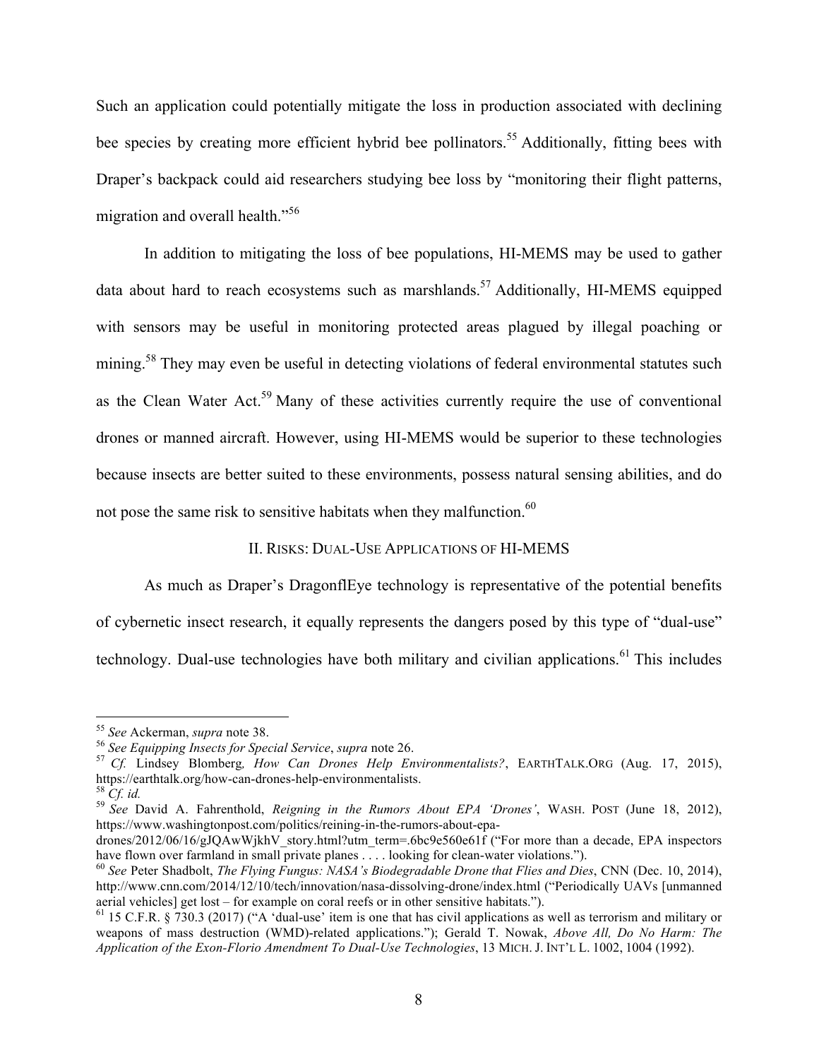Such an application could potentially mitigate the loss in production associated with declining bee species by creating more efficient hybrid bee pollinators.[55] Additionally, fitting bees with Draper's backpack could aid researchers studying bee loss by "monitoring their flight patterns, migration and overall health."[56]

In addition to mitigating the loss of bee populations, HI-MEMS may be used to gather data about hard to reach ecosystems such as marshlands.[57] Additionally, HI-MEMS equipped with sensors may be useful in monitoring protected areas plagued by illegal poaching or mining.[58] They may even be useful in detecting violations of federal environmental statutes such as the Clean Water Act.[59] Many of these activities currently require the use of conventional drones or manned aircraft. However, using HI-MEMS would be superior to these technologies because insects are better suited to these environments, possess natural sensing abilities, and do not pose the same risk to sensitive habitats when they malfunction.[60]

## II. Risks: Dual-Use Applications of HI-MEMS

As much as Draper's DragonflEye technology is representative of the potential benefits of cybernetic insect research, it equally represents the dangers posed by this type of "dual-use" technology. Dual-use technologies have both military and civilian applications.[61] This includes

---

[55] *See* Ackerman, *supra* note 38.

[56] *See Equipping Insects for Special Service*, *supra* note 26.

[57] *Cf.* Lindsey Blomberg*, How Can Drones Help Environmentalists?*, EARTHTALK.ORG (Aug. 17, 2015), https://earthtalk.org/how-can-drones-help-environmentalists.

[58] *Cf. id.*

[59] *See* David A. Fahrenthold, *Reigning in the Rumors About EPA 'Drones'*, WASH. POST (June 18, 2012), https://www.washingtonpost.com/politics/reining-in-the-rumors-about-epa-drones/2012/06/16/gJQAwWjkhV_story.html?utm_term=.6bc9e560e61f ("For more than a decade, EPA inspectors have flown over farmland in small private planes . . . . looking for clean-water violations.").

[60] *See* Peter Shadbolt, *The Flying Fungus: NASA's Biodegradable Drone that Flies and Dies*, CNN (Dec. 10, 2014), http://www.cnn.com/2014/12/10/tech/innovation/nasa-dissolving-drone/index.html ("Periodically UAVs [unmanned aerial vehicles] get lost – for example on coral reefs or in other sensitive habitats.").

[61] 15 C.F.R. § 730.3 (2017) ("A 'dual-use' item is one that has civil applications as well as terrorism and military or weapons of mass destruction (WMD)-related applications."); Gerald T. Nowak, *Above All, Do No Harm: The Application of the Exon-Florio Amendment To Dual-Use Technologies*, 13 MICH. J. INT'L L. 1002, 1004 (1992).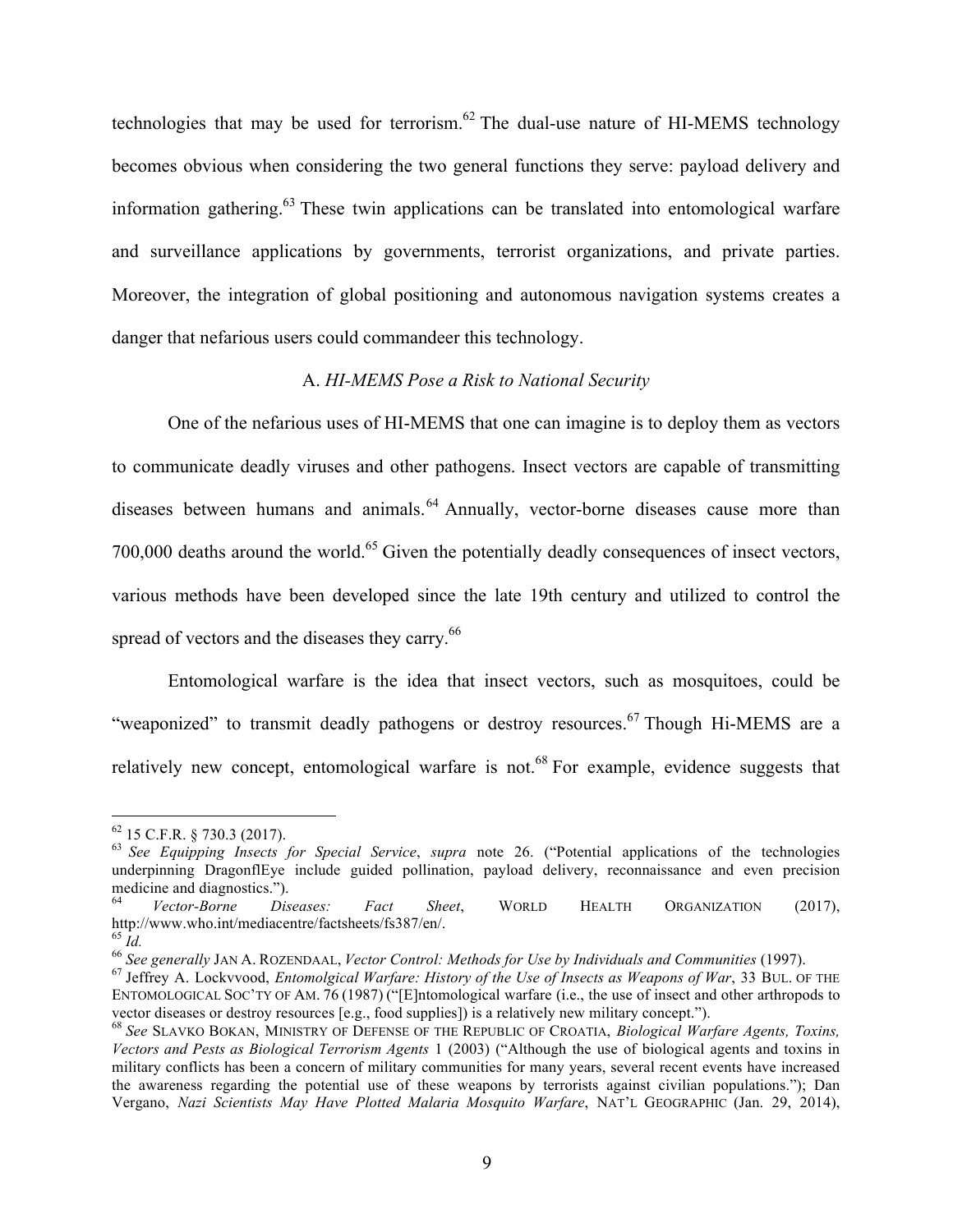technologies that may be used for terrorism.[62] The dual-use nature of HI-MEMS technology becomes obvious when considering the two general functions they serve: payload delivery and information gathering.[63] These twin applications can be translated into entomological warfare and surveillance applications by governments, terrorist organizations, and private parties. Moreover, the integration of global positioning and autonomous navigation systems creates a danger that nefarious users could commandeer this technology.

### A. *HI-MEMS Pose a Risk to National Security*

One of the nefarious uses of HI-MEMS that one can imagine is to deploy them as vectors to communicate deadly viruses and other pathogens. Insect vectors are capable of transmitting diseases between humans and animals.[64] Annually, vector-borne diseases cause more than 700,000 deaths around the world.[65] Given the potentially deadly consequences of insect vectors, various methods have been developed since the late 19th century and utilized to control the spread of vectors and the diseases they carry.[66]

Entomological warfare is the idea that insect vectors, such as mosquitoes, could be "weaponized" to transmit deadly pathogens or destroy resources.[67] Though Hi-MEMS are a relatively new concept, entomological warfare is not.[68] For example, evidence suggests that

---

[62] 15 C.F.R. § 730.3 (2017).

[63] *See Equipping Insects for Special Service*, *supra* note 26. ("Potential applications of the technologies underpinning DragonflEye include guided pollination, payload delivery, reconnaissance and even precision medicine and diagnostics.").

[64] *Vector-Borne Diseases: Fact Sheet*, WORLD HEALTH ORGANIZATION (2017), http://www.who.int/mediacentre/factsheets/fs387/en/.

[65] *Id.*

[66] *See generally* JAN A. ROZENDAAL, *Vector Control: Methods for Use by Individuals and Communities* (1997).

[67] Jeffrey A. Lockvvood, *Entomolgical Warfare: History of the Use of Insects as Weapons of War*, 33 BUL. OF THE ENTOMOLOGICAL SOC'TY OF AM. 76 (1987) ("[E]ntomological warfare (i.e., the use of insect and other arthropods to vector diseases or destroy resources [e.g., food supplies]) is a relatively new military concept.").

[68] *See* SLAVKO BOKAN, MINISTRY OF DEFENSE OF THE REPUBLIC OF CROATIA, *Biological Warfare Agents, Toxins, Vectors and Pests as Biological Terrorism Agents* 1 (2003) ("Although the use of biological agents and toxins in military conflicts has been a concern of military communities for many years, several recent events have increased the awareness regarding the potential use of these weapons by terrorists against civilian populations."); Dan Vergano, *Nazi Scientists May Have Plotted Malaria Mosquito Warfare*, NAT'L GEOGRAPHIC (Jan. 29, 2014),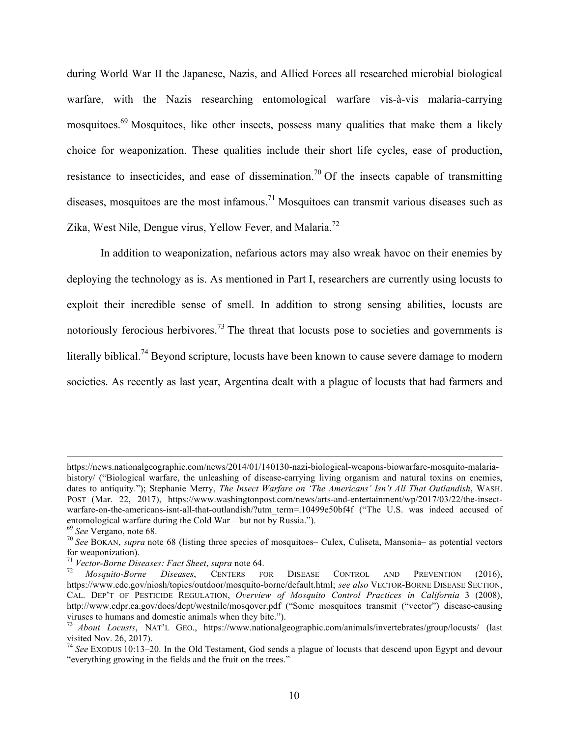during World War II the Japanese, Nazis, and Allied Forces all researched microbial biological warfare, with the Nazis researching entomological warfare vis-à-vis malaria-carrying mosquitoes.[69] Mosquitoes, like other insects, possess many qualities that make them a likely choice for weaponization. These qualities include their short life cycles, ease of production, resistance to insecticides, and ease of dissemination.[70] Of the insects capable of transmitting diseases, mosquitoes are the most infamous.[71] Mosquitoes can transmit various diseases such as Zika, West Nile, Dengue virus, Yellow Fever, and Malaria.[72]

In addition to weaponization, nefarious actors may also wreak havoc on their enemies by deploying the technology as is. As mentioned in Part I, researchers are currently using locusts to exploit their incredible sense of smell. In addition to strong sensing abilities, locusts are notoriously ferocious herbivores.[73] The threat that locusts pose to societies and governments is literally biblical.[74] Beyond scripture, locusts have been known to cause severe damage to modern societies. As recently as last year, Argentina dealt with a plague of locusts that had farmers and

---

https://news.nationalgeographic.com/news/2014/01/140130-nazi-biological-weapons-biowarfare-mosquito-malaria-history/ ("Biological warfare, the unleashing of disease-carrying living organism and natural toxins on enemies, dates to antiquity."); Stephanie Merry, *The Insect Warfare on 'The Americans' Isn't All That Outlandish*, WASH. POST (Mar. 22, 2017), https://www.washingtonpost.com/news/arts-and-entertainment/wp/2017/03/22/the-insect-warfare-on-the-americans-isnt-all-that-outlandish/?utm_term=.10499e50bf4f ("The U.S. was indeed accused of entomological warfare during the Cold War – but not by Russia.").

[69] *See* Vergano, note 68.

[70] *See* BOKAN, *supra* note 68 (listing three species of mosquitoes– Culex, Culiseta, Mansonia– as potential vectors for weaponization).

[71] *Vector-Borne Diseases: Fact Sheet*, *supra* note 64.

[72] *Mosquito-Borne Diseases*, CENTERS FOR DISEASE CONTROL AND PREVENTION (2016), https://www.cdc.gov/niosh/topics/outdoor/mosquito-borne/default.html; *see also* VECTOR-BORNE DISEASE SECTION, CAL. DEP'T OF PESTICIDE REGULATION, *Overview of Mosquito Control Practices in California* 3 (2008), http://www.cdpr.ca.gov/docs/dept/westnile/mosqover.pdf ("Some mosquitoes transmit ("vector") disease-causing viruses to humans and domestic animals when they bite.").

[73] *About Locusts*, NAT'L GEO., https://www.nationalgeographic.com/animals/invertebrates/group/locusts/ (last visited Nov. 26, 2017).

[74] *See* EXODUS 10:13–20. In the Old Testament, God sends a plague of locusts that descend upon Egypt and devour "everything growing in the fields and the fruit on the trees."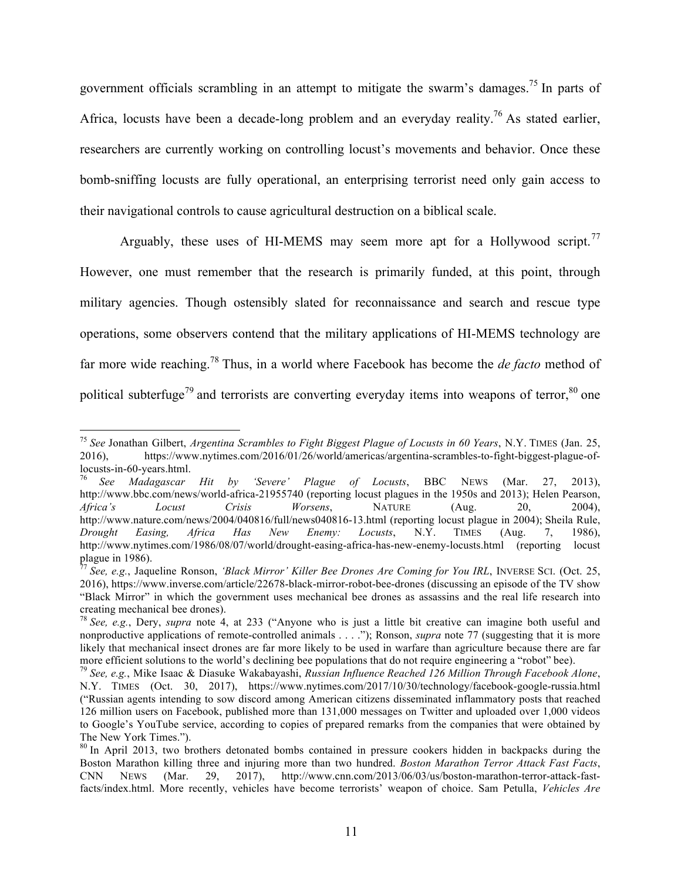government officials scrambling in an attempt to mitigate the swarm's damages.[75] In parts of Africa, locusts have been a decade-long problem and an everyday reality.[76] As stated earlier, researchers are currently working on controlling locust's movements and behavior. Once these bomb-sniffing locusts are fully operational, an enterprising terrorist need only gain access to their navigational controls to cause agricultural destruction on a biblical scale.

Arguably, these uses of HI-MEMS may seem more apt for a Hollywood script.[77] However, one must remember that the research is primarily funded, at this point, through military agencies. Though ostensibly slated for reconnaissance and search and rescue type operations, some observers contend that the military applications of HI-MEMS technology are far more wide reaching.[78] Thus, in a world where Facebook has become the *de facto* method of political subterfuge[79] and terrorists are converting everyday items into weapons of terror,[80] one

---

[75] *See* Jonathan Gilbert, *Argentina Scrambles to Fight Biggest Plague of Locusts in 60 Years*, N.Y. TIMES (Jan. 25, 2016), https://www.nytimes.com/2016/01/26/world/americas/argentina-scrambles-to-fight-biggest-plague-of-locusts-in-60-years.html.

[76] *See Madagascar Hit by 'Severe' Plague of Locusts*, BBC NEWS (Mar. 27, 2013), http://www.bbc.com/news/world-africa-21955740 (reporting locust plagues in the 1950s and 2013); Helen Pearson, *Africa's Locust Crisis Worsens*, NATURE (Aug. 20, 2004), http://www.nature.com/news/2004/040816/full/news040816-13.html (reporting locust plague in 2004); Sheila Rule, *Drought Easing, Africa Has New Enemy: Locusts*, N.Y. TIMES (Aug. 7, 1986), http://www.nytimes.com/1986/08/07/world/drought-easing-africa-has-new-enemy-locusts.html (reporting locust plague in 1986).

[77] *See, e.g.*, Jaqueline Ronson, *'Black Mirror' Killer Bee Drones Are Coming for You IRL*, INVERSE SCI. (Oct. 25, 2016), https://www.inverse.com/article/22678-black-mirror-robot-bee-drones (discussing an episode of the TV show "Black Mirror" in which the government uses mechanical bee drones as assassins and the real life research into creating mechanical bee drones).

[78] *See, e.g.*, Dery, *supra* note 4, at 233 ("Anyone who is just a little bit creative can imagine both useful and nonproductive applications of remote-controlled animals . . . ."); Ronson, *supra* note 77 (suggesting that it is more likely that mechanical insect drones are far more likely to be used in warfare than agriculture because there are far more efficient solutions to the world's declining bee populations that do not require engineering a "robot" bee).

[79] *See, e.g.*, Mike Isaac & Diasuke Wakabayashi, *Russian Influence Reached 126 Million Through Facebook Alone*, N.Y. TIMES (Oct. 30, 2017), https://www.nytimes.com/2017/10/30/technology/facebook-google-russia.html ("Russian agents intending to sow discord among American citizens disseminated inflammatory posts that reached 126 million users on Facebook, published more than 131,000 messages on Twitter and uploaded over 1,000 videos to Google's YouTube service, according to copies of prepared remarks from the companies that were obtained by The New York Times.").

[80] In April 2013, two brothers detonated bombs contained in pressure cookers hidden in backpacks during the Boston Marathon killing three and injuring more than two hundred. *Boston Marathon Terror Attack Fast Facts*, CNN NEWS (Mar. 29, 2017), http://www.cnn.com/2013/06/03/us/boston-marathon-terror-attack-fast-facts/index.html. More recently, vehicles have become terrorists' weapon of choice. Sam Petulla, *Vehicles Are*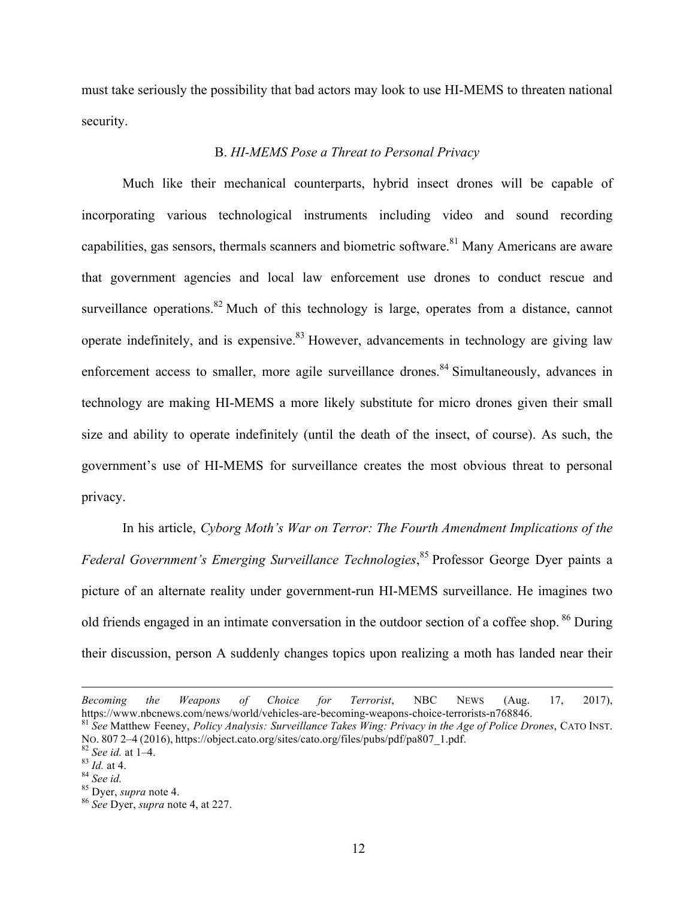must take seriously the possibility that bad actors may look to use HI-MEMS to threaten national security.

### B. *HI-MEMS Pose a Threat to Personal Privacy*

Much like their mechanical counterparts, hybrid insect drones will be capable of incorporating various technological instruments including video and sound recording capabilities, gas sensors, thermals scanners and biometric software.[81] Many Americans are aware that government agencies and local law enforcement use drones to conduct rescue and surveillance operations.[82] Much of this technology is large, operates from a distance, cannot operate indefinitely, and is expensive.[83] However, advancements in technology are giving law enforcement access to smaller, more agile surveillance drones.[84] Simultaneously, advances in technology are making HI-MEMS a more likely substitute for micro drones given their small size and ability to operate indefinitely (until the death of the insect, of course). As such, the government's use of HI-MEMS for surveillance creates the most obvious threat to personal privacy.

In his article, *Cyborg Moth's War on Terror: The Fourth Amendment Implications of the Federal Government's Emerging Surveillance Technologies*,[85] Professor George Dyer paints a picture of an alternate reality under government-run HI-MEMS surveillance. He imagines two old friends engaged in an intimate conversation in the outdoor section of a coffee shop.[86] During their discussion, person A suddenly changes topics upon realizing a moth has landed near their

---

*Becoming the Weapons of Choice for Terrorist*, NBC NEWS (Aug. 17, 2017), https://www.nbcnews.com/news/world/vehicles-are-becoming-weapons-choice-terrorists-n768846.

[81] *See* Matthew Feeney, *Policy Analysis: Surveillance Takes Wing: Privacy in the Age of Police Drones*, CATO INST. NO. 807 2–4 (2016), https://object.cato.org/sites/cato.org/files/pubs/pdf/pa807_1.pdf.

[82] *See id.* at 1–4.

[83] *Id.* at 4.

[84] *See id.*

[85] Dyer, *supra* note 4.

[86] *See* Dyer, *supra* note 4, at 227.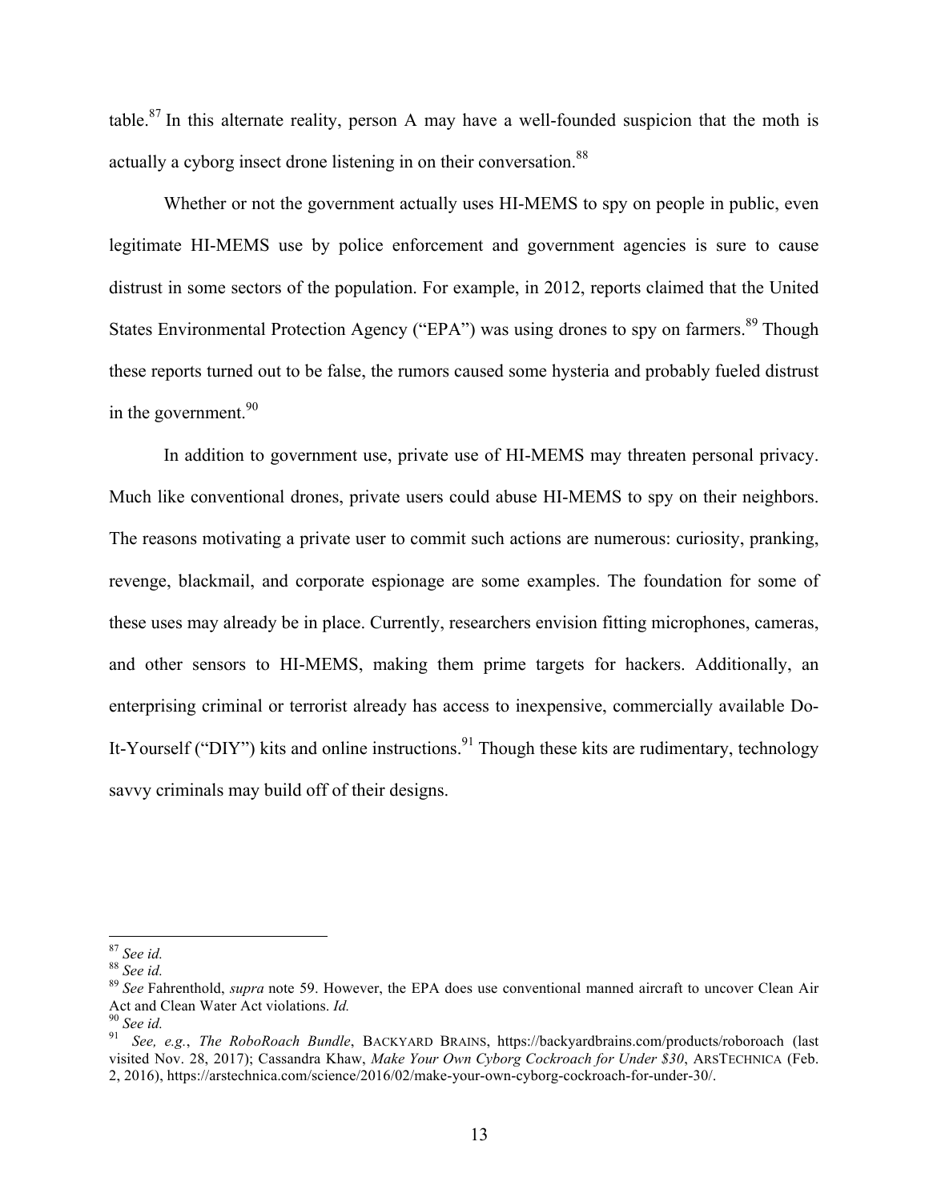table.[87] In this alternate reality, person A may have a well-founded suspicion that the moth is actually a cyborg insect drone listening in on their conversation.[88]

Whether or not the government actually uses HI-MEMS to spy on people in public, even legitimate HI-MEMS use by police enforcement and government agencies is sure to cause distrust in some sectors of the population. For example, in 2012, reports claimed that the United States Environmental Protection Agency ("EPA") was using drones to spy on farmers.[89] Though these reports turned out to be false, the rumors caused some hysteria and probably fueled distrust in the government.[90]

In addition to government use, private use of HI-MEMS may threaten personal privacy. Much like conventional drones, private users could abuse HI-MEMS to spy on their neighbors. The reasons motivating a private user to commit such actions are numerous: curiosity, pranking, revenge, blackmail, and corporate espionage are some examples. The foundation for some of these uses may already be in place. Currently, researchers envision fitting microphones, cameras, and other sensors to HI-MEMS, making them prime targets for hackers. Additionally, an enterprising criminal or terrorist already has access to inexpensive, commercially available Do-It-Yourself ("DIY") kits and online instructions.[91] Though these kits are rudimentary, technology savvy criminals may build off of their designs.

---

[87] *See id.*

[88] *See id.*

[89] *See* Fahrenthold, *supra* note 59. However, the EPA does use conventional manned aircraft to uncover Clean Air Act and Clean Water Act violations. *Id.*

[90] *See id.*

[91] *See, e.g.*, *The RoboRoach Bundle*, BACKYARD BRAINS, https://backyardbrains.com/products/roboroach (last visited Nov. 28, 2017); Cassandra Khaw, *Make Your Own Cyborg Cockroach for Under $30*, ARSTECHNICA (Feb. 2, 2016), https://arstechnica.com/science/2016/02/make-your-own-cyborg-cockroach-for-under-30/.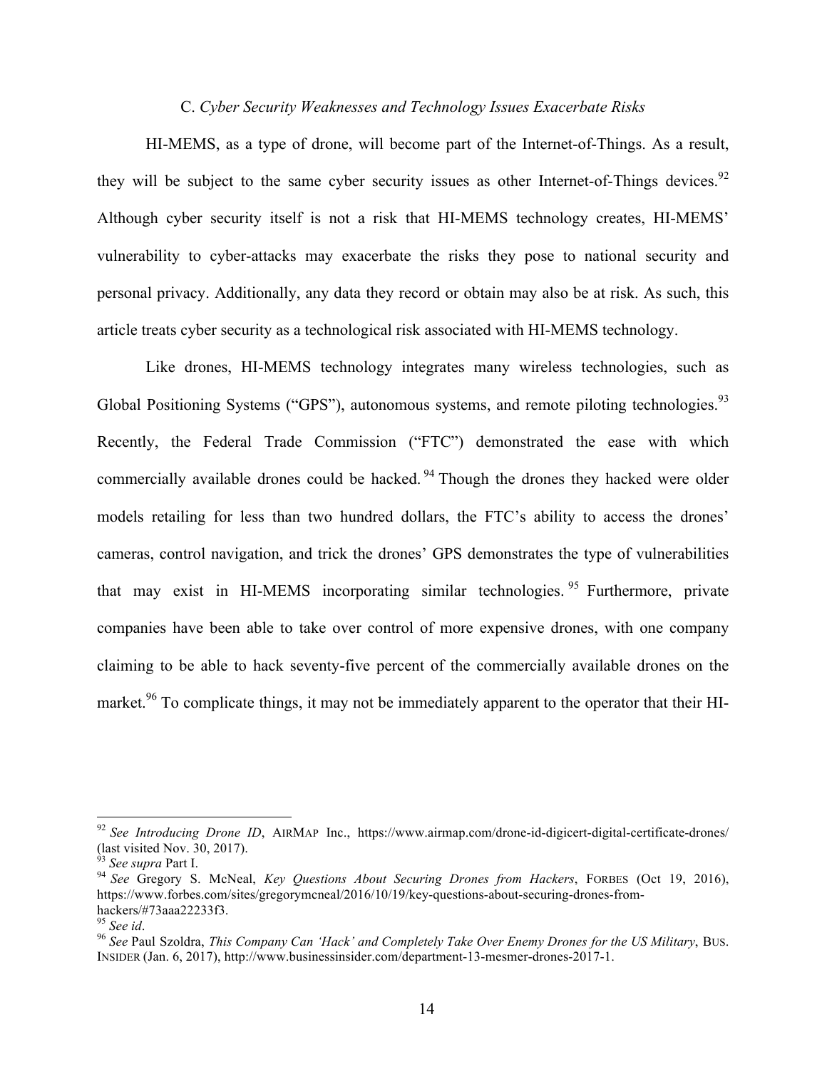### C. *Cyber Security Weaknesses and Technology Issues Exacerbate Risks*

HI-MEMS, as a type of drone, will become part of the Internet-of-Things. As a result, they will be subject to the same cyber security issues as other Internet-of-Things devices.[92] Although cyber security itself is not a risk that HI-MEMS technology creates, HI-MEMS' vulnerability to cyber-attacks may exacerbate the risks they pose to national security and personal privacy. Additionally, any data they record or obtain may also be at risk. As such, this article treats cyber security as a technological risk associated with HI-MEMS technology.

Like drones, HI-MEMS technology integrates many wireless technologies, such as Global Positioning Systems ("GPS"), autonomous systems, and remote piloting technologies.[93] Recently, the Federal Trade Commission ("FTC") demonstrated the ease with which commercially available drones could be hacked.[94] Though the drones they hacked were older models retailing for less than two hundred dollars, the FTC's ability to access the drones' cameras, control navigation, and trick the drones' GPS demonstrates the type of vulnerabilities that may exist in HI-MEMS incorporating similar technologies.[95] Furthermore, private companies have been able to take over control of more expensive drones, with one company claiming to be able to hack seventy-five percent of the commercially available drones on the market.[96] To complicate things, it may not be immediately apparent to the operator that their HI-

---

[92] *See Introducing Drone ID*, AIRMAP Inc., https://www.airmap.com/drone-id-digicert-digital-certificate-drones/ (last visited Nov. 30, 2017).

[93] *See supra* Part I.

[94] *See* Gregory S. McNeal, *Key Questions About Securing Drones from Hackers*, FORBES (Oct 19, 2016), https://www.forbes.com/sites/gregorymcneal/2016/10/19/key-questions-about-securing-drones-from-hackers/#73aaa22233f3.

[95] *See id*.

[96] *See* Paul Szoldra, *This Company Can 'Hack' and Completely Take Over Enemy Drones for the US Military*, BUS. INSIDER (Jan. 6, 2017), http://www.businessinsider.com/department-13-mesmer-drones-2017-1.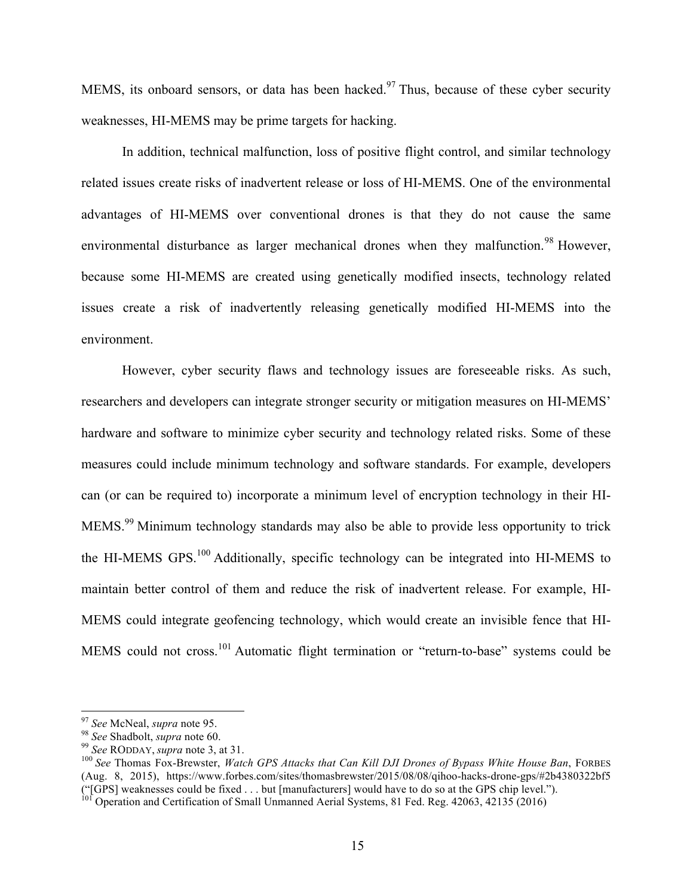MEMS, its onboard sensors, or data has been hacked.[97] Thus, because of these cyber security weaknesses, HI-MEMS may be prime targets for hacking.

In addition, technical malfunction, loss of positive flight control, and similar technology related issues create risks of inadvertent release or loss of HI-MEMS. One of the environmental advantages of HI-MEMS over conventional drones is that they do not cause the same environmental disturbance as larger mechanical drones when they malfunction.[98] However, because some HI-MEMS are created using genetically modified insects, technology related issues create a risk of inadvertently releasing genetically modified HI-MEMS into the environment.

However, cyber security flaws and technology issues are foreseeable risks. As such, researchers and developers can integrate stronger security or mitigation measures on HI-MEMS' hardware and software to minimize cyber security and technology related risks. Some of these measures could include minimum technology and software standards. For example, developers can (or can be required to) incorporate a minimum level of encryption technology in their HI-MEMS.[99] Minimum technology standards may also be able to provide less opportunity to trick the HI-MEMS GPS.[100] Additionally, specific technology can be integrated into HI-MEMS to maintain better control of them and reduce the risk of inadvertent release. For example, HI-MEMS could integrate geofencing technology, which would create an invisible fence that HI-MEMS could not cross.[101] Automatic flight termination or "return-to-base" systems could be

---

[97] *See* McNeal, *supra* note 95.

[98] *See* Shadbolt, *supra* note 60.

[99] *See* RODDAY, *supra* note 3, at 31.

[100] *See* Thomas Fox-Brewster, *Watch GPS Attacks that Can Kill DJI Drones of Bypass White House Ban*, FORBES (Aug. 8, 2015), https://www.forbes.com/sites/thomasbrewster/2015/08/08/qihoo-hacks-drone-gps/#2b4380322bf5 ("[GPS] weaknesses could be fixed . . . but [manufacturers] would have to do so at the GPS chip level.").

[101] Operation and Certification of Small Unmanned Aerial Systems, 81 Fed. Reg. 42063, 42135 (2016)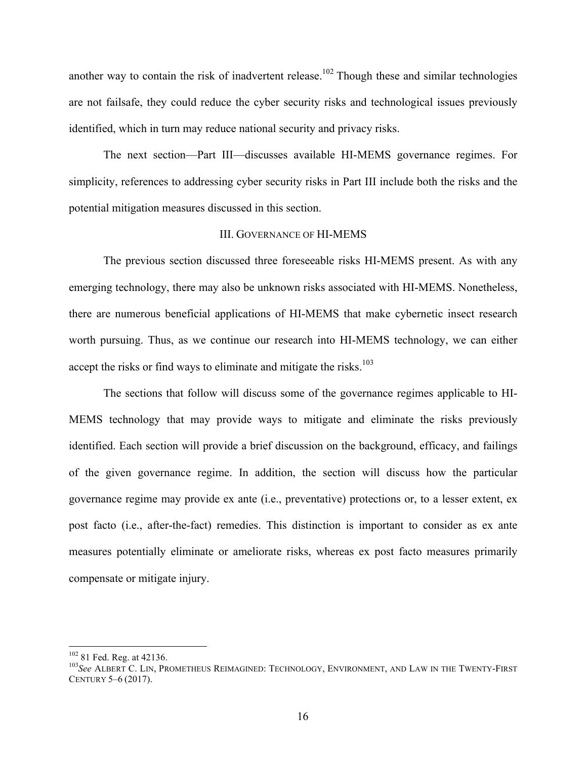another way to contain the risk of inadvertent release.[102] Though these and similar technologies are not failsafe, they could reduce the cyber security risks and technological issues previously identified, which in turn may reduce national security and privacy risks.

The next section—Part III—discusses available HI-MEMS governance regimes. For simplicity, references to addressing cyber security risks in Part III include both the risks and the potential mitigation measures discussed in this section.

## III. GOVERNANCE OF HI-MEMS

The previous section discussed three foreseeable risks HI-MEMS present. As with any emerging technology, there may also be unknown risks associated with HI-MEMS. Nonetheless, there are numerous beneficial applications of HI-MEMS that make cybernetic insect research worth pursuing. Thus, as we continue our research into HI-MEMS technology, we can either accept the risks or find ways to eliminate and mitigate the risks.[103]

The sections that follow will discuss some of the governance regimes applicable to HI-MEMS technology that may provide ways to mitigate and eliminate the risks previously identified. Each section will provide a brief discussion on the background, efficacy, and failings of the given governance regime. In addition, the section will discuss how the particular governance regime may provide ex ante (i.e., preventative) protections or, to a lesser extent, ex post facto (i.e., after-the-fact) remedies. This distinction is important to consider as ex ante measures potentially eliminate or ameliorate risks, whereas ex post facto measures primarily compensate or mitigate injury.

---

[102] 81 Fed. Reg. at 42136.

[103] *See* ALBERT C. LIN, PROMETHEUS REIMAGINED: TECHNOLOGY, ENVIRONMENT, AND LAW IN THE TWENTY-FIRST CENTURY 5–6 (2017).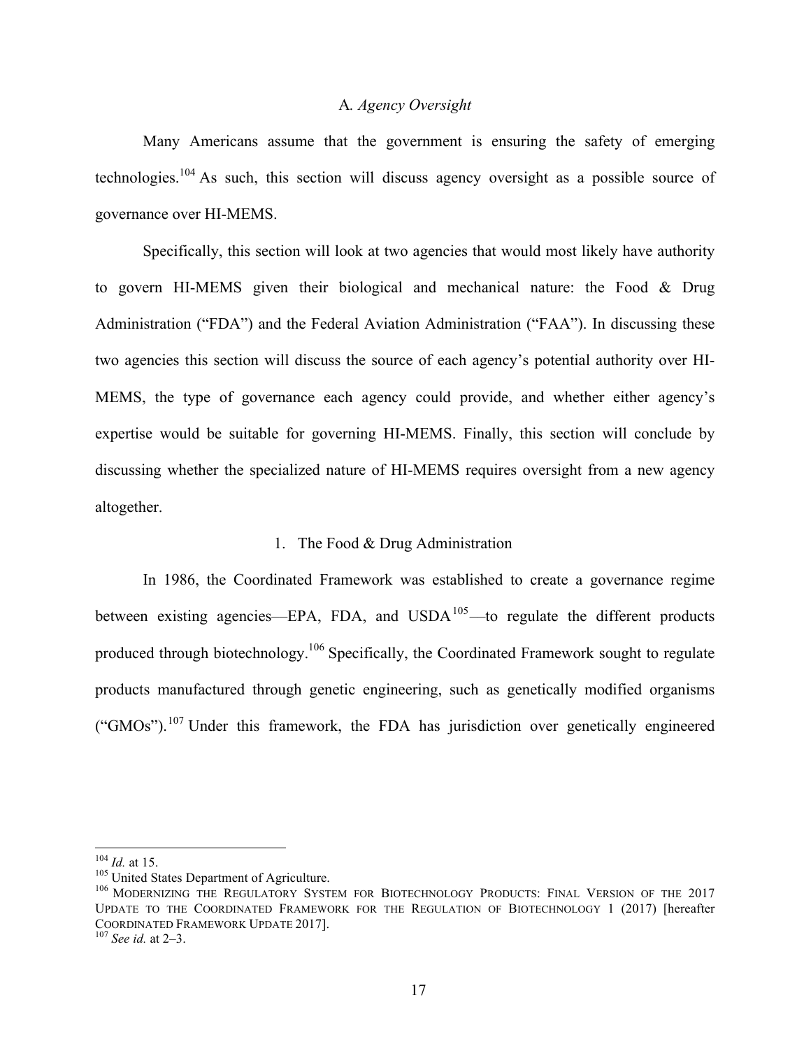### A. *Agency Oversight*

Many Americans assume that the government is ensuring the safety of emerging technologies.[104] As such, this section will discuss agency oversight as a possible source of governance over HI-MEMS.

Specifically, this section will look at two agencies that would most likely have authority to govern HI-MEMS given their biological and mechanical nature: the Food & Drug Administration ("FDA") and the Federal Aviation Administration ("FAA"). In discussing these two agencies this section will discuss the source of each agency's potential authority over HI-MEMS, the type of governance each agency could provide, and whether either agency's expertise would be suitable for governing HI-MEMS. Finally, this section will conclude by discussing whether the specialized nature of HI-MEMS requires oversight from a new agency altogether.

#### 1. The Food & Drug Administration

In 1986, the Coordinated Framework was established to create a governance regime between existing agencies—EPA, FDA, and USDA[105]—to regulate the different products produced through biotechnology.[106] Specifically, the Coordinated Framework sought to regulate products manufactured through genetic engineering, such as genetically modified organisms ("GMOs").[107] Under this framework, the FDA has jurisdiction over genetically engineered

---

[104] *Id.* at 15.

[105] United States Department of Agriculture.

[106] MODERNIZING THE REGULATORY SYSTEM FOR BIOTECHNOLOGY PRODUCTS: FINAL VERSION OF THE 2017 UPDATE TO THE COORDINATED FRAMEWORK FOR THE REGULATION OF BIOTECHNOLOGY 1 (2017) [hereafter COORDINATED FRAMEWORK UPDATE 2017].

[107] *See id.* at 2–3.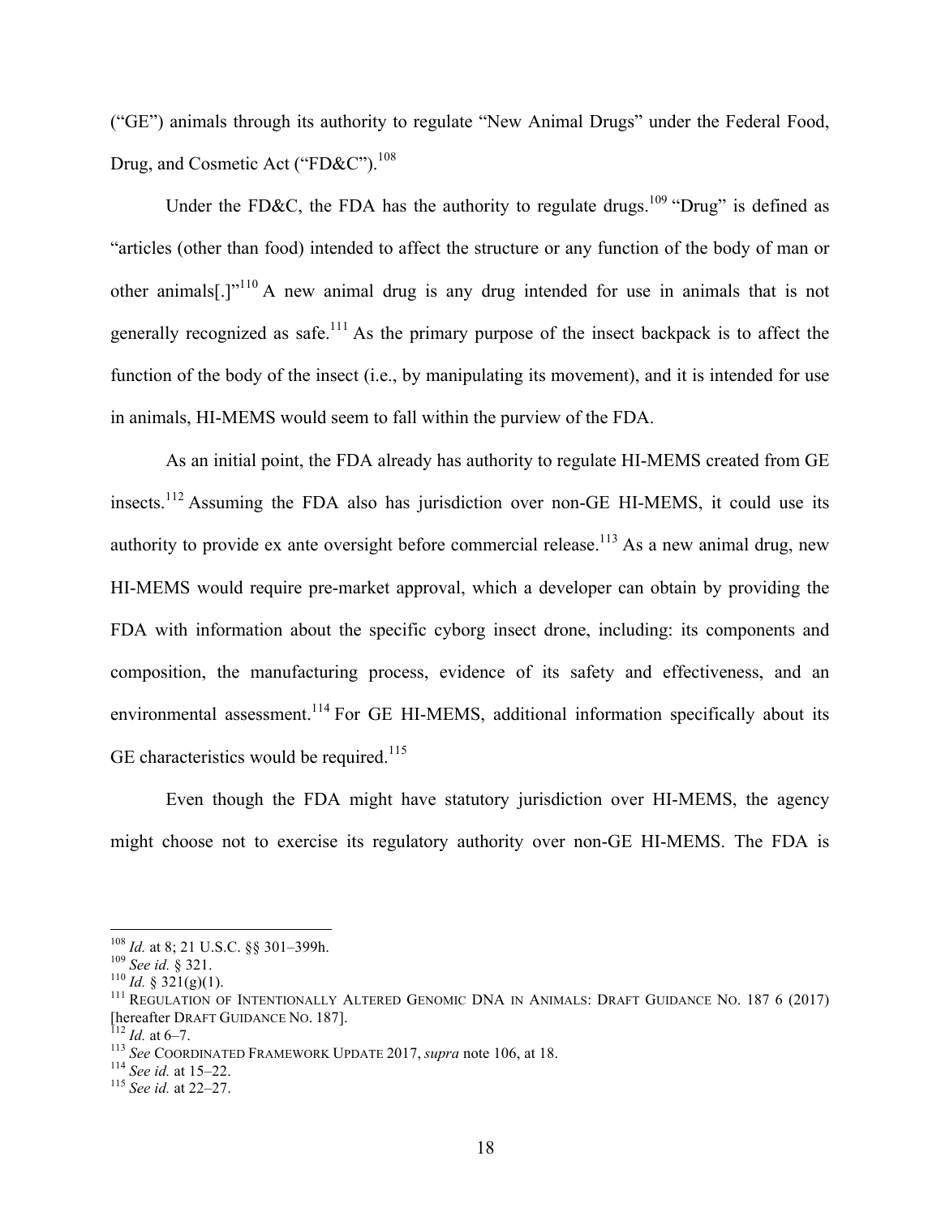("GE") animals through its authority to regulate "New Animal Drugs" under the Federal Food, Drug, and Cosmetic Act ("FD&C").[108]

Under the FD&C, the FDA has the authority to regulate drugs.[109] "Drug" is defined as "articles (other than food) intended to affect the structure or any function of the body of man or other animals[.]"[110] A new animal drug is any drug intended for use in animals that is not generally recognized as safe.[111] As the primary purpose of the insect backpack is to affect the function of the body of the insect (i.e., by manipulating its movement), and it is intended for use in animals, HI-MEMS would seem to fall within the purview of the FDA.

As an initial point, the FDA already has authority to regulate HI-MEMS created from GE insects.[112] Assuming the FDA also has jurisdiction over non-GE HI-MEMS, it could use its authority to provide ex ante oversight before commercial release.[113] As a new animal drug, new HI-MEMS would require pre-market approval, which a developer can obtain by providing the FDA with information about the specific cyborg insect drone, including: its components and composition, the manufacturing process, evidence of its safety and effectiveness, and an environmental assessment.[114] For GE HI-MEMS, additional information specifically about its GE characteristics would be required.[115]

Even though the FDA might have statutory jurisdiction over HI-MEMS, the agency might choose not to exercise its regulatory authority over non-GE HI-MEMS. The FDA is

---

[108] *Id.* at 8; 21 U.S.C. §§ 301–399h.

[109] *See id.* § 321.

[110] *Id.* § 321(g)(1).

[111] REGULATION OF INTENTIONALLY ALTERED GENOMIC DNA IN ANIMALS: DRAFT GUIDANCE NO. 187 6 (2017) [hereafter DRAFT GUIDANCE NO. 187].

[112] *Id.* at 6–7.

[113] *See* COORDINATED FRAMEWORK UPDATE 2017, *supra* note 106, at 18.

[114] *See id.* at 15–22.

[115] *See id.* at 22–27.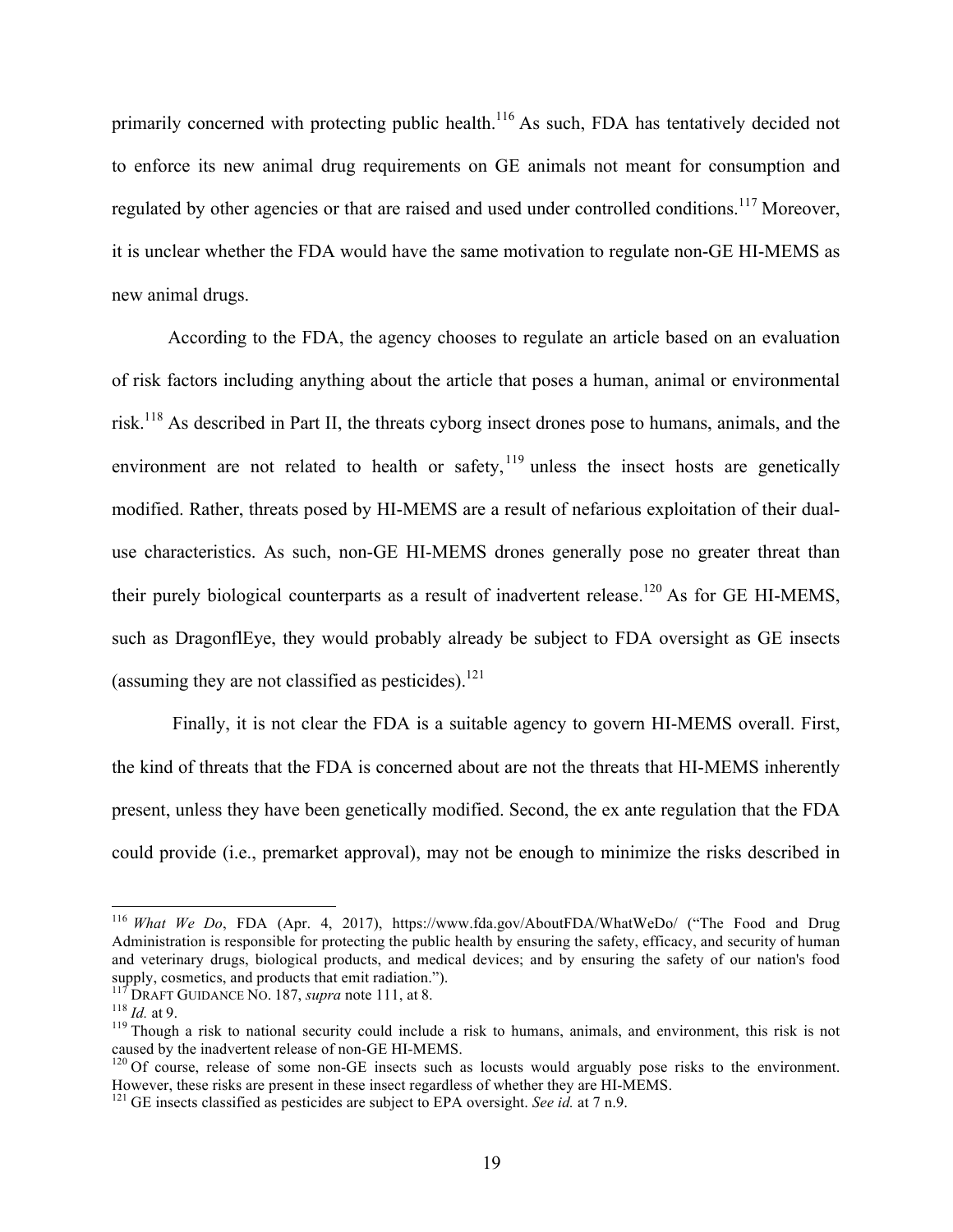primarily concerned with protecting public health.[116] As such, FDA has tentatively decided not to enforce its new animal drug requirements on GE animals not meant for consumption and regulated by other agencies or that are raised and used under controlled conditions.[117] Moreover, it is unclear whether the FDA would have the same motivation to regulate non-GE HI-MEMS as new animal drugs.

According to the FDA, the agency chooses to regulate an article based on an evaluation of risk factors including anything about the article that poses a human, animal or environmental risk.[118] As described in Part II, the threats cyborg insect drones pose to humans, animals, and the environment are not related to health or safety,[119] unless the insect hosts are genetically modified. Rather, threats posed by HI-MEMS are a result of nefarious exploitation of their dual-use characteristics. As such, non-GE HI-MEMS drones generally pose no greater threat than their purely biological counterparts as a result of inadvertent release.[120] As for GE HI-MEMS, such as DragonflEye, they would probably already be subject to FDA oversight as GE insects (assuming they are not classified as pesticides).[121]

Finally, it is not clear the FDA is a suitable agency to govern HI-MEMS overall. First, the kind of threats that the FDA is concerned about are not the threats that HI-MEMS inherently present, unless they have been genetically modified. Second, the ex ante regulation that the FDA could provide (i.e., premarket approval), may not be enough to minimize the risks described in

---

[116] *What We Do*, FDA (Apr. 4, 2017), https://www.fda.gov/AboutFDA/WhatWeDo/ ("The Food and Drug Administration is responsible for protecting the public health by ensuring the safety, efficacy, and security of human and veterinary drugs, biological products, and medical devices; and by ensuring the safety of our nation's food supply, cosmetics, and products that emit radiation.").

[117] DRAFT GUIDANCE NO. 187, *supra* note 111, at 8.

[118] *Id.* at 9.

[119] Though a risk to national security could include a risk to humans, animals, and environment, this risk is not caused by the inadvertent release of non-GE HI-MEMS.

[120] Of course, release of some non-GE insects such as locusts would arguably pose risks to the environment. However, these risks are present in these insect regardless of whether they are HI-MEMS.

[121] GE insects classified as pesticides are subject to EPA oversight. *See id.* at 7 n.9.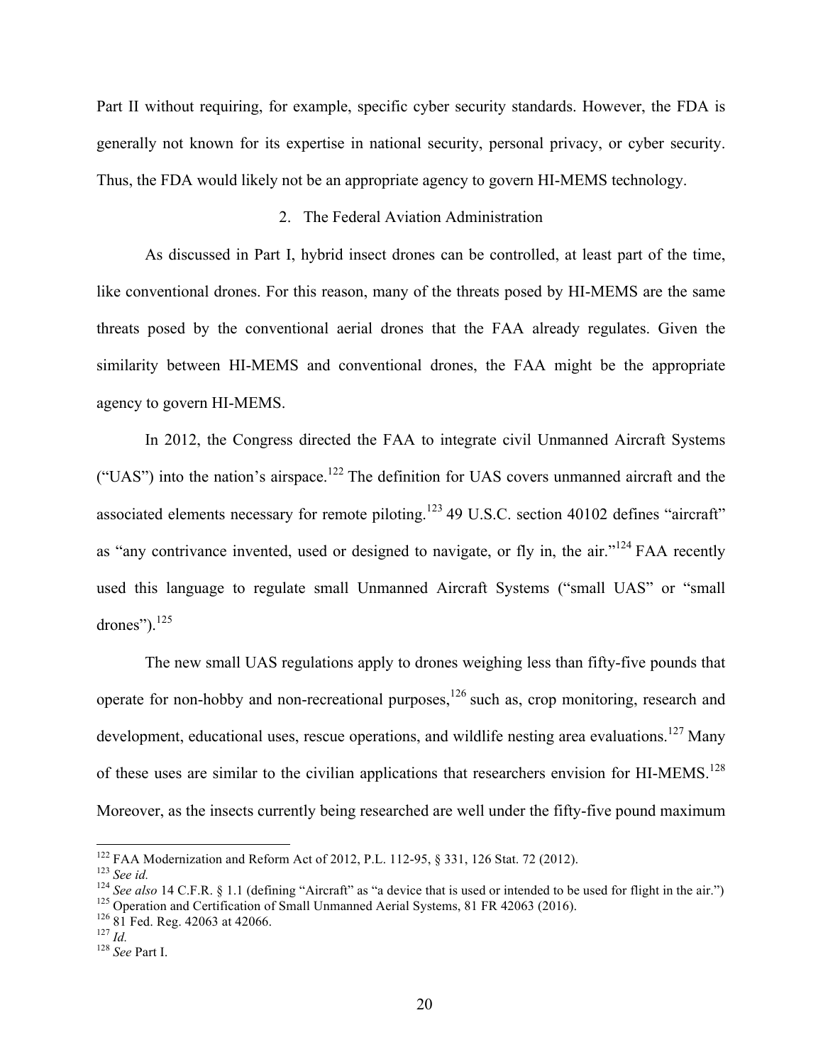Part II without requiring, for example, specific cyber security standards. However, the FDA is generally not known for its expertise in national security, personal privacy, or cyber security. Thus, the FDA would likely not be an appropriate agency to govern HI-MEMS technology.

### 2. The Federal Aviation Administration

As discussed in Part I, hybrid insect drones can be controlled, at least part of the time, like conventional drones. For this reason, many of the threats posed by HI-MEMS are the same threats posed by the conventional aerial drones that the FAA already regulates. Given the similarity between HI-MEMS and conventional drones, the FAA might be the appropriate agency to govern HI-MEMS.

In 2012, the Congress directed the FAA to integrate civil Unmanned Aircraft Systems ("UAS") into the nation's airspace.[122] The definition for UAS covers unmanned aircraft and the associated elements necessary for remote piloting.[123] 49 U.S.C. section 40102 defines "aircraft" as "any contrivance invented, used or designed to navigate, or fly in, the air."[124] FAA recently used this language to regulate small Unmanned Aircraft Systems ("small UAS" or "small drones").[125]

The new small UAS regulations apply to drones weighing less than fifty-five pounds that operate for non-hobby and non-recreational purposes,[126] such as, crop monitoring, research and development, educational uses, rescue operations, and wildlife nesting area evaluations.[127] Many of these uses are similar to the civilian applications that researchers envision for HI-MEMS.[128] Moreover, as the insects currently being researched are well under the fifty-five pound maximum

---

[122] FAA Modernization and Reform Act of 2012, P.L. 112-95, § 331, 126 Stat. 72 (2012).

[123] *See id.*

[124] *See also* 14 C.F.R. § 1.1 (defining "Aircraft" as "a device that is used or intended to be used for flight in the air.")

[125] Operation and Certification of Small Unmanned Aerial Systems, 81 FR 42063 (2016).

[126] 81 Fed. Reg. 42063 at 42066.

[127] *Id.*

[128] *See* Part I.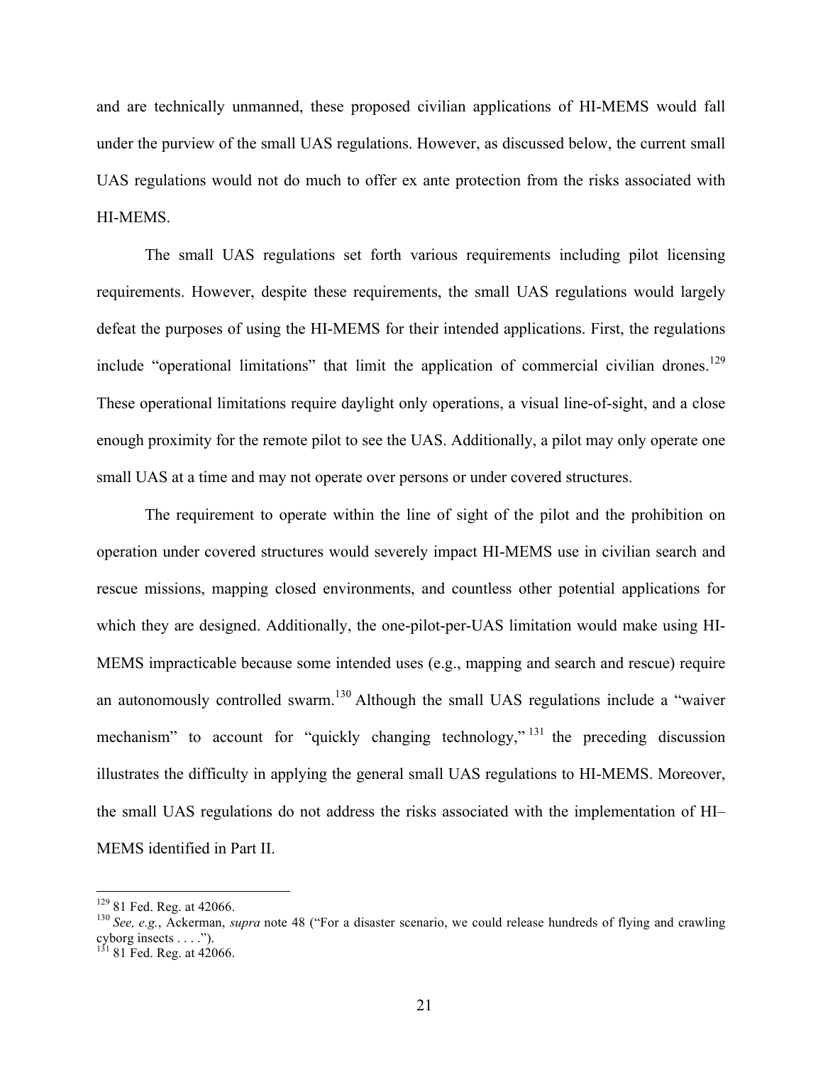and are technically unmanned, these proposed civilian applications of HI-MEMS would fall under the purview of the small UAS regulations. However, as discussed below, the current small UAS regulations would not do much to offer ex ante protection from the risks associated with HI-MEMS.

The small UAS regulations set forth various requirements including pilot licensing requirements. However, despite these requirements, the small UAS regulations would largely defeat the purposes of using the HI-MEMS for their intended applications. First, the regulations include "operational limitations" that limit the application of commercial civilian drones.[129] These operational limitations require daylight only operations, a visual line-of-sight, and a close enough proximity for the remote pilot to see the UAS. Additionally, a pilot may only operate one small UAS at a time and may not operate over persons or under covered structures.

The requirement to operate within the line of sight of the pilot and the prohibition on operation under covered structures would severely impact HI-MEMS use in civilian search and rescue missions, mapping closed environments, and countless other potential applications for which they are designed. Additionally, the one-pilot-per-UAS limitation would make using HI-MEMS impracticable because some intended uses (e.g., mapping and search and rescue) require an autonomously controlled swarm.[130] Although the small UAS regulations include a "waiver mechanism" to account for "quickly changing technology,"[131] the preceding discussion illustrates the difficulty in applying the general small UAS regulations to HI-MEMS. Moreover, the small UAS regulations do not address the risks associated with the implementation of HI–MEMS identified in Part II.

---

[129] 81 Fed. Reg. at 42066.

[130] *See, e.g.*, Ackerman, *supra* note 48 ("For a disaster scenario, we could release hundreds of flying and crawling cyborg insects . . . .").

[131] 81 Fed. Reg. at 42066.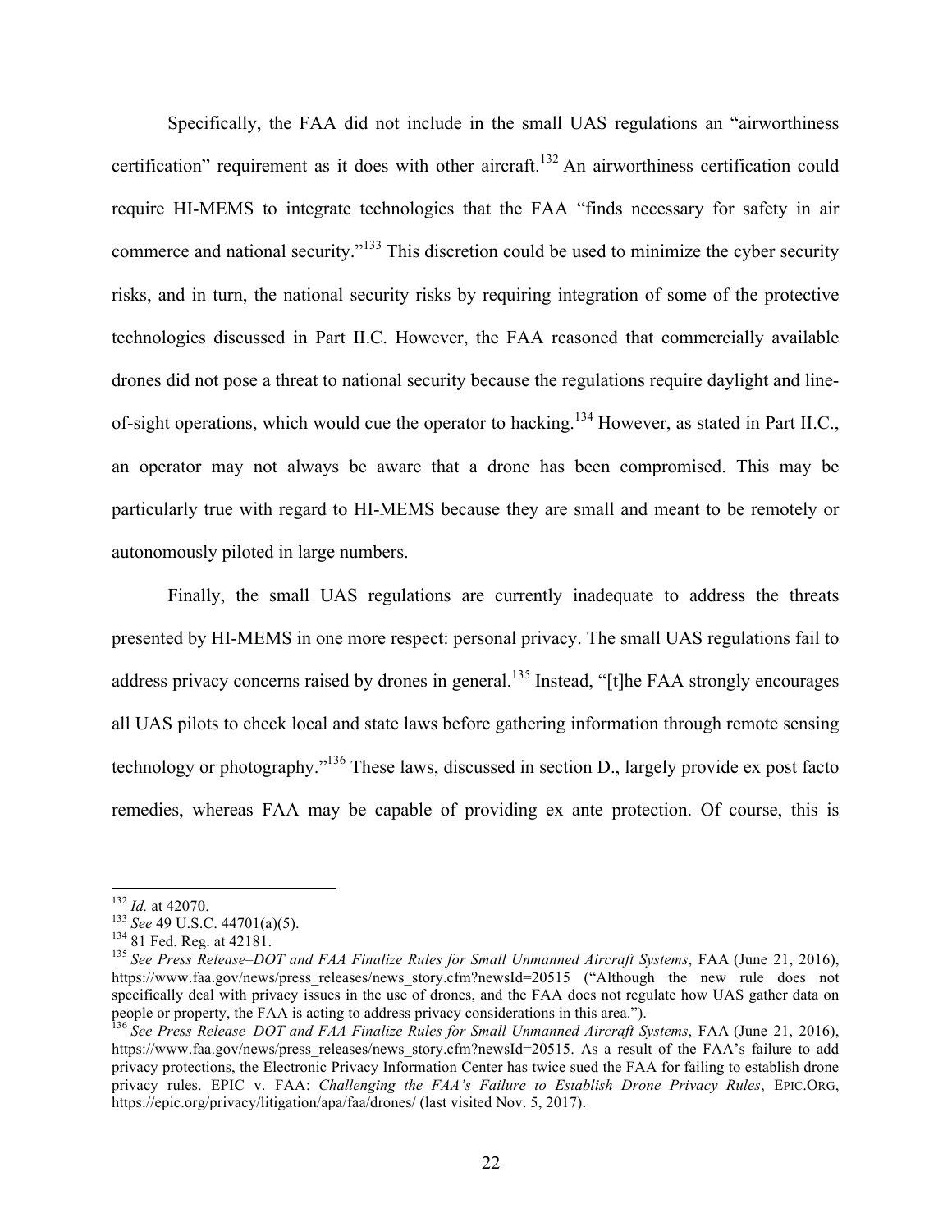Specifically, the FAA did not include in the small UAS regulations an "airworthiness certification" requirement as it does with other aircraft.[132] An airworthiness certification could require HI-MEMS to integrate technologies that the FAA "finds necessary for safety in air commerce and national security."[133] This discretion could be used to minimize the cyber security risks, and in turn, the national security risks by requiring integration of some of the protective technologies discussed in Part II.C. However, the FAA reasoned that commercially available drones did not pose a threat to national security because the regulations require daylight and line-of-sight operations, which would cue the operator to hacking.[134] However, as stated in Part II.C., an operator may not always be aware that a drone has been compromised. This may be particularly true with regard to HI-MEMS because they are small and meant to be remotely or autonomously piloted in large numbers.

Finally, the small UAS regulations are currently inadequate to address the threats presented by HI-MEMS in one more respect: personal privacy. The small UAS regulations fail to address privacy concerns raised by drones in general.[135] Instead, "[t]he FAA strongly encourages all UAS pilots to check local and state laws before gathering information through remote sensing technology or photography."[136] These laws, discussed in section D., largely provide ex post facto remedies, whereas FAA may be capable of providing ex ante protection. Of course, this is

---

[132] *Id.* at 42070.

[133] *See* 49 U.S.C. 44701(a)(5).

[134] 81 Fed. Reg. at 42181.

[135] *See Press Release–DOT and FAA Finalize Rules for Small Unmanned Aircraft Systems*, FAA (June 21, 2016), https://www.faa.gov/news/press_releases/news_story.cfm?newsId=20515 ("Although the new rule does not specifically deal with privacy issues in the use of drones, and the FAA does not regulate how UAS gather data on people or property, the FAA is acting to address privacy considerations in this area.").

[136] *See Press Release–DOT and FAA Finalize Rules for Small Unmanned Aircraft Systems*, FAA (June 21, 2016), https://www.faa.gov/news/press_releases/news_story.cfm?newsId=20515. As a result of the FAA's failure to add privacy protections, the Electronic Privacy Information Center has twice sued the FAA for failing to establish drone privacy rules. EPIC v. FAA: *Challenging the FAA's Failure to Establish Drone Privacy Rules*, EPIC.ORG, https://epic.org/privacy/litigation/apa/faa/drones/ (last visited Nov. 5, 2017).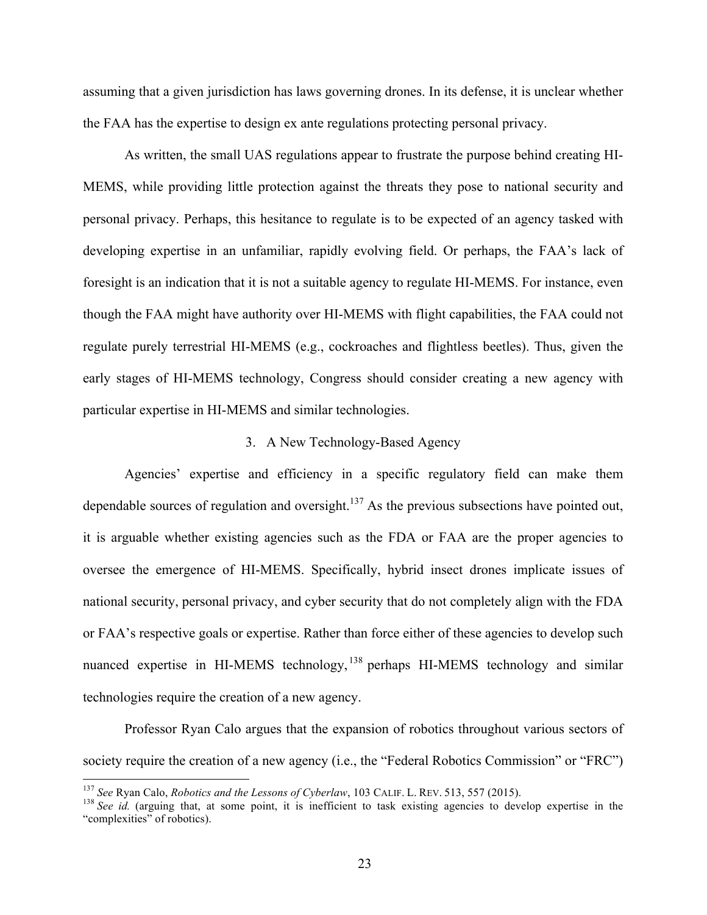assuming that a given jurisdiction has laws governing drones. In its defense, it is unclear whether the FAA has the expertise to design ex ante regulations protecting personal privacy.

As written, the small UAS regulations appear to frustrate the purpose behind creating HI-MEMS, while providing little protection against the threats they pose to national security and personal privacy. Perhaps, this hesitance to regulate is to be expected of an agency tasked with developing expertise in an unfamiliar, rapidly evolving field. Or perhaps, the FAA's lack of foresight is an indication that it is not a suitable agency to regulate HI-MEMS. For instance, even though the FAA might have authority over HI-MEMS with flight capabilities, the FAA could not regulate purely terrestrial HI-MEMS (e.g., cockroaches and flightless beetles). Thus, given the early stages of HI-MEMS technology, Congress should consider creating a new agency with particular expertise in HI-MEMS and similar technologies.

### 3. A New Technology-Based Agency

Agencies' expertise and efficiency in a specific regulatory field can make them dependable sources of regulation and oversight.[137] As the previous subsections have pointed out, it is arguable whether existing agencies such as the FDA or FAA are the proper agencies to oversee the emergence of HI-MEMS. Specifically, hybrid insect drones implicate issues of national security, personal privacy, and cyber security that do not completely align with the FDA or FAA's respective goals or expertise. Rather than force either of these agencies to develop such nuanced expertise in HI-MEMS technology,[138] perhaps HI-MEMS technology and similar technologies require the creation of a new agency.

Professor Ryan Calo argues that the expansion of robotics throughout various sectors of society require the creation of a new agency (i.e., the "Federal Robotics Commission" or "FRC")

---

[137] *See* Ryan Calo, *Robotics and the Lessons of Cyberlaw*, 103 CALIF. L. REV. 513, 557 (2015).

[138] *See id.* (arguing that, at some point, it is inefficient to task existing agencies to develop expertise in the "complexities" of robotics).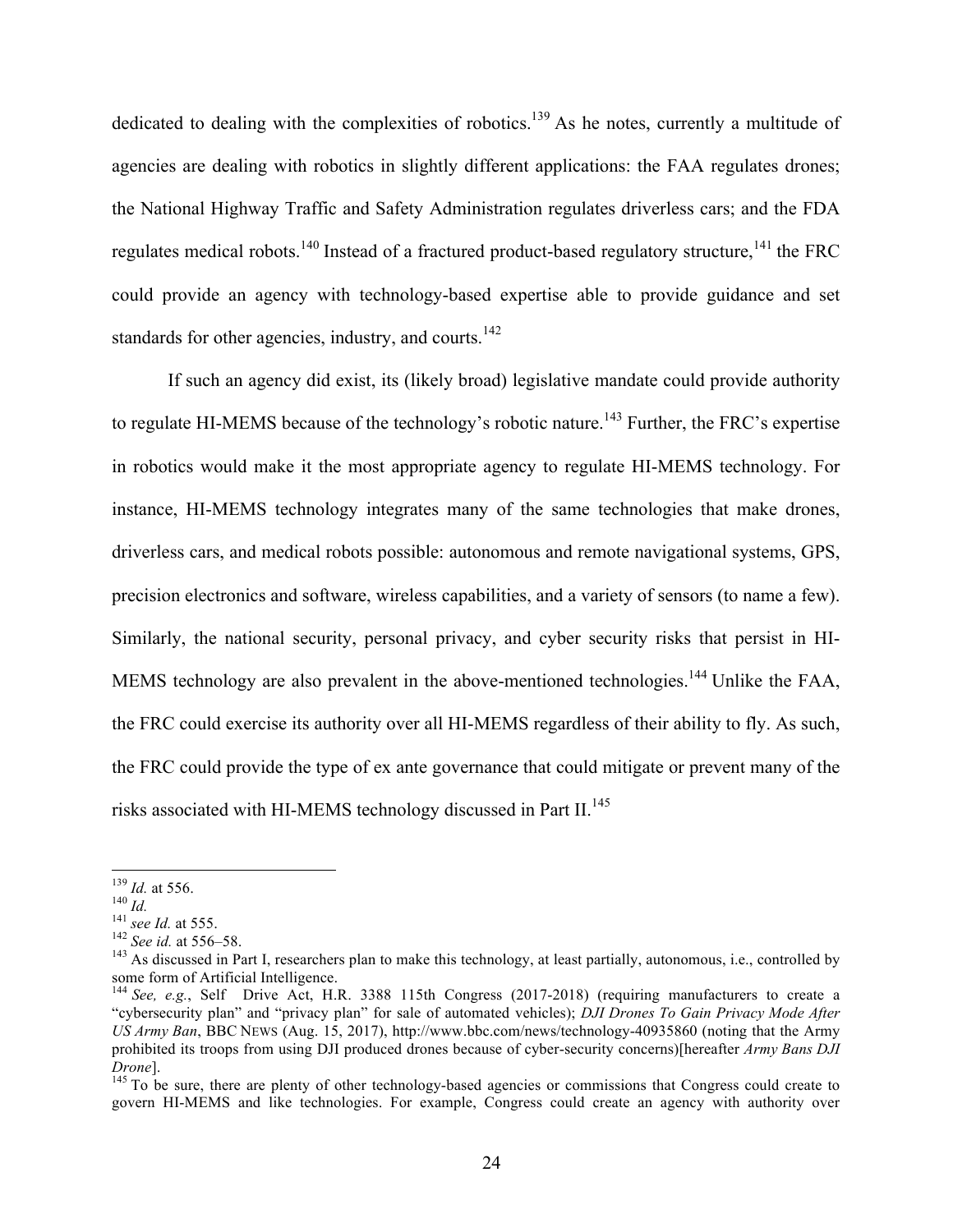dedicated to dealing with the complexities of robotics.[139] As he notes, currently a multitude of agencies are dealing with robotics in slightly different applications: the FAA regulates drones; the National Highway Traffic and Safety Administration regulates driverless cars; and the FDA regulates medical robots.[140] Instead of a fractured product-based regulatory structure,[141] the FRC could provide an agency with technology-based expertise able to provide guidance and set standards for other agencies, industry, and courts.[142]

If such an agency did exist, its (likely broad) legislative mandate could provide authority to regulate HI-MEMS because of the technology's robotic nature.[143] Further, the FRC's expertise in robotics would make it the most appropriate agency to regulate HI-MEMS technology. For instance, HI-MEMS technology integrates many of the same technologies that make drones, driverless cars, and medical robots possible: autonomous and remote navigational systems, GPS, precision electronics and software, wireless capabilities, and a variety of sensors (to name a few). Similarly, the national security, personal privacy, and cyber security risks that persist in HI-MEMS technology are also prevalent in the above-mentioned technologies.[144] Unlike the FAA, the FRC could exercise its authority over all HI-MEMS regardless of their ability to fly. As such, the FRC could provide the type of ex ante governance that could mitigate or prevent many of the risks associated with HI-MEMS technology discussed in Part II.[145]

---

[139] *Id.* at 556.

[140] *Id.*

[141] *see Id.* at 555.

[142] *See id.* at 556–58.

[143] As discussed in Part I, researchers plan to make this technology, at least partially, autonomous, i.e., controlled by some form of Artificial Intelligence.

[144] *See, e.g.*, Self Drive Act, H.R. 3388 115th Congress (2017-2018) (requiring manufacturers to create a "cybersecurity plan" and "privacy plan" for sale of automated vehicles); *DJI Drones To Gain Privacy Mode After US Army Ban*, BBC NEWS (Aug. 15, 2017), http://www.bbc.com/news/technology-40935860 (noting that the Army prohibited its troops from using DJI produced drones because of cyber-security concerns)[hereafter *Army Bans DJI Drone*].

[145] To be sure, there are plenty of other technology-based agencies or commissions that Congress could create to govern HI-MEMS and like technologies. For example, Congress could create an agency with authority over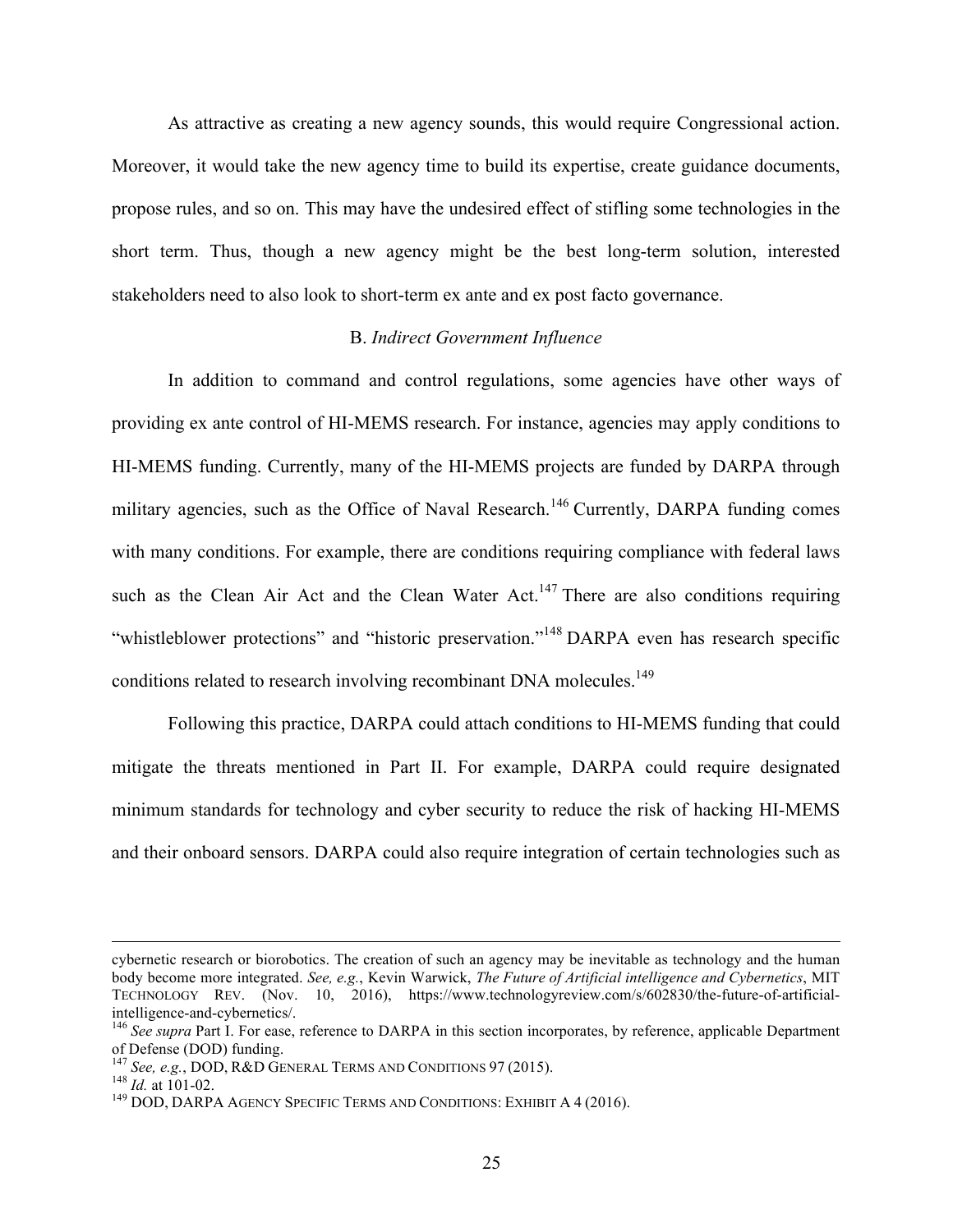As attractive as creating a new agency sounds, this would require Congressional action. Moreover, it would take the new agency time to build its expertise, create guidance documents, propose rules, and so on. This may have the undesired effect of stifling some technologies in the short term. Thus, though a new agency might be the best long-term solution, interested stakeholders need to also look to short-term ex ante and ex post facto governance.

### B. *Indirect Government Influence*

In addition to command and control regulations, some agencies have other ways of providing ex ante control of HI-MEMS research. For instance, agencies may apply conditions to HI-MEMS funding. Currently, many of the HI-MEMS projects are funded by DARPA through military agencies, such as the Office of Naval Research.[146] Currently, DARPA funding comes with many conditions. For example, there are conditions requiring compliance with federal laws such as the Clean Air Act and the Clean Water Act.[147] There are also conditions requiring "whistleblower protections" and "historic preservation."[148] DARPA even has research specific conditions related to research involving recombinant DNA molecules.[149]

Following this practice, DARPA could attach conditions to HI-MEMS funding that could mitigate the threats mentioned in Part II. For example, DARPA could require designated minimum standards for technology and cyber security to reduce the risk of hacking HI-MEMS and their onboard sensors. DARPA could also require integration of certain technologies such as

---

cybernetic research or biorobotics. The creation of such an agency may be inevitable as technology and the human body become more integrated. *See, e.g.*, Kevin Warwick, *The Future of Artificial intelligence and Cybernetics*, MIT TECHNOLOGY REV. (Nov. 10, 2016), https://www.technologyreview.com/s/602830/the-future-of-artificial-intelligence-and-cybernetics/.

[146] *See supra* Part I. For ease, reference to DARPA in this section incorporates, by reference, applicable Department of Defense (DOD) funding.

[147] *See, e.g.*, DOD, R&D GENERAL TERMS AND CONDITIONS 97 (2015).

[148] *Id.* at 101-02.

[149] DOD, DARPA AGENCY SPECIFIC TERMS AND CONDITIONS: EXHIBIT A 4 (2016).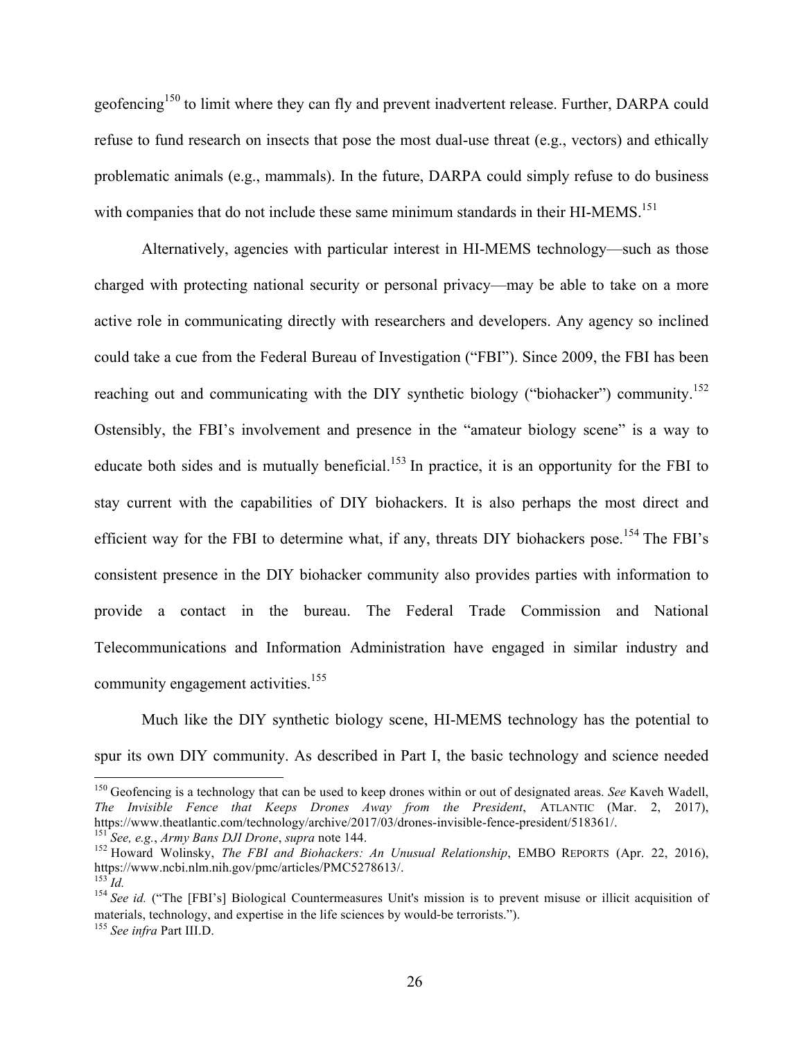geofencing[150] to limit where they can fly and prevent inadvertent release. Further, DARPA could refuse to fund research on insects that pose the most dual-use threat (e.g., vectors) and ethically problematic animals (e.g., mammals). In the future, DARPA could simply refuse to do business with companies that do not include these same minimum standards in their HI-MEMS.[151]

Alternatively, agencies with particular interest in HI-MEMS technology—such as those charged with protecting national security or personal privacy—may be able to take on a more active role in communicating directly with researchers and developers. Any agency so inclined could take a cue from the Federal Bureau of Investigation ("FBI"). Since 2009, the FBI has been reaching out and communicating with the DIY synthetic biology ("biohacker") community.[152] Ostensibly, the FBI's involvement and presence in the "amateur biology scene" is a way to educate both sides and is mutually beneficial.[153] In practice, it is an opportunity for the FBI to stay current with the capabilities of DIY biohackers. It is also perhaps the most direct and efficient way for the FBI to determine what, if any, threats DIY biohackers pose.[154] The FBI's consistent presence in the DIY biohacker community also provides parties with information to provide a contact in the bureau. The Federal Trade Commission and National Telecommunications and Information Administration have engaged in similar industry and community engagement activities.[155]

Much like the DIY synthetic biology scene, HI-MEMS technology has the potential to spur its own DIY community. As described in Part I, the basic technology and science needed

---

[150] Geofencing is a technology that can be used to keep drones within or out of designated areas. *See* Kaveh Wadell, *The Invisible Fence that Keeps Drones Away from the President*, ATLANTIC (Mar. 2, 2017), https://www.theatlantic.com/technology/archive/2017/03/drones-invisible-fence-president/518361/.

[151] *See, e.g.*, *Army Bans DJI Drone*, *supra* note 144.

[152] Howard Wolinsky, *The FBI and Biohackers: An Unusual Relationship*, EMBO REPORTS (Apr. 22, 2016), https://www.ncbi.nlm.nih.gov/pmc/articles/PMC5278613/.

[153] *Id.*

[154] *See id.* ("The [FBI's] Biological Countermeasures Unit's mission is to prevent misuse or illicit acquisition of materials, technology, and expertise in the life sciences by would-be terrorists.").

[155] *See infra* Part III.D.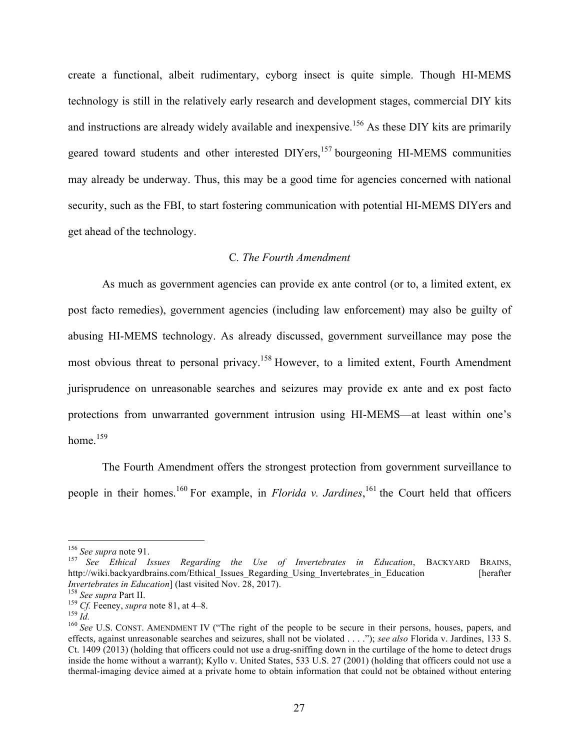create a functional, albeit rudimentary, cyborg insect is quite simple. Though HI-MEMS technology is still in the relatively early research and development stages, commercial DIY kits and instructions are already widely available and inexpensive.[156] As these DIY kits are primarily geared toward students and other interested DIYers,[157] bourgeoning HI-MEMS communities may already be underway. Thus, this may be a good time for agencies concerned with national security, such as the FBI, to start fostering communication with potential HI-MEMS DIYers and get ahead of the technology.

### C. *The Fourth Amendment*

As much as government agencies can provide ex ante control (or to, a limited extent, ex post facto remedies), government agencies (including law enforcement) may also be guilty of abusing HI-MEMS technology. As already discussed, government surveillance may pose the most obvious threat to personal privacy.[158] However, to a limited extent, Fourth Amendment jurisprudence on unreasonable searches and seizures may provide ex ante and ex post facto protections from unwarranted government intrusion using HI-MEMS—at least within one's home.[159]

The Fourth Amendment offers the strongest protection from government surveillance to people in their homes.[160] For example, in *Florida v. Jardines*,[161] the Court held that officers

---

[156] *See supra* note 91.

[157] *See Ethical Issues Regarding the Use of Invertebrates in Education*, BACKYARD BRAINS, http://wiki.backyardbrains.com/Ethical_Issues_Regarding_Using_Invertebrates_in_Education [herafter *Invertebrates in Education*] (last visited Nov. 28, 2017).

[158] *See supra* Part II.

[159] *Cf.* Feeney, *supra* note 81, at 4–8.

[159] *Id.*

[160] *See* U.S. CONST. AMENDMENT IV ("The right of the people to be secure in their persons, houses, papers, and effects, against unreasonable searches and seizures, shall not be violated . . . ."); *see also* Florida v. Jardines, 133 S. Ct. 1409 (2013) (holding that officers could not use a drug-sniffing down in the curtilage of the home to detect drugs inside the home without a warrant); Kyllo v. United States, 533 U.S. 27 (2001) (holding that officers could not use a thermal-imaging device aimed at a private home to obtain information that could not be obtained without entering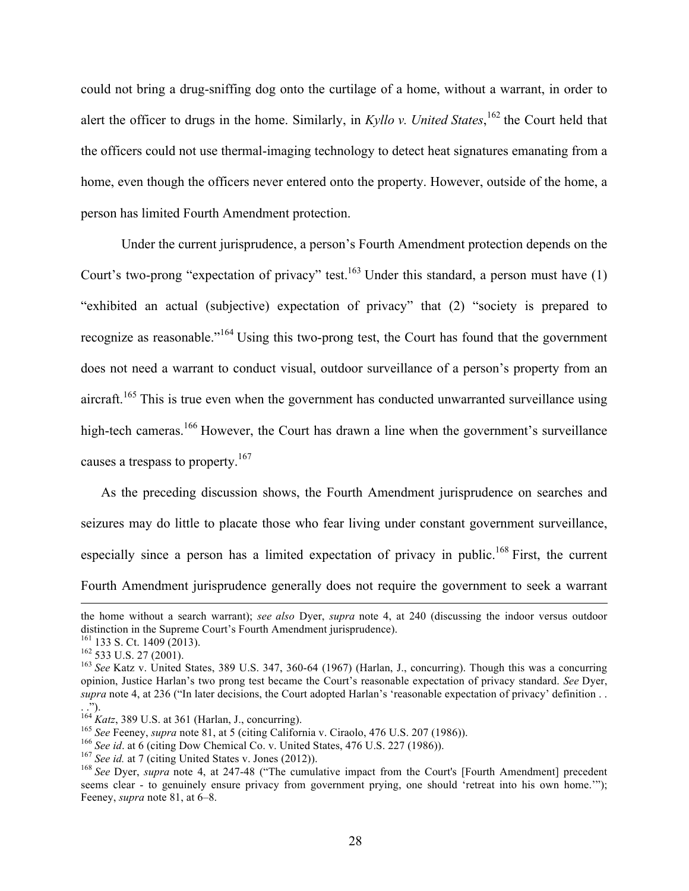could not bring a drug-sniffing dog onto the curtilage of a home, without a warrant, in order to alert the officer to drugs in the home. Similarly, in *Kyllo v. United States*,[162] the Court held that the officers could not use thermal-imaging technology to detect heat signatures emanating from a home, even though the officers never entered onto the property. However, outside of the home, a person has limited Fourth Amendment protection.

Under the current jurisprudence, a person's Fourth Amendment protection depends on the Court's two-prong "expectation of privacy" test.[163] Under this standard, a person must have (1) "exhibited an actual (subjective) expectation of privacy" that (2) "society is prepared to recognize as reasonable."[164] Using this two-prong test, the Court has found that the government does not need a warrant to conduct visual, outdoor surveillance of a person's property from an aircraft.[165] This is true even when the government has conducted unwarranted surveillance using high-tech cameras.[166] However, the Court has drawn a line when the government's surveillance causes a trespass to property.[167]

As the preceding discussion shows, the Fourth Amendment jurisprudence on searches and seizures may do little to placate those who fear living under constant government surveillance, especially since a person has a limited expectation of privacy in public.[168] First, the current Fourth Amendment jurisprudence generally does not require the government to seek a warrant

---

the home without a search warrant); *see also* Dyer, *supra* note 4, at 240 (discussing the indoor versus outdoor distinction in the Supreme Court's Fourth Amendment jurisprudence).

[161] 133 S. Ct. 1409 (2013).

[162] 533 U.S. 27 (2001).

[163] *See* Katz v. United States, 389 U.S. 347, 360-64 (1967) (Harlan, J., concurring). Though this was a concurring opinion, Justice Harlan's two prong test became the Court's reasonable expectation of privacy standard. *See* Dyer, *supra* note 4, at 236 ("In later decisions, the Court adopted Harlan's 'reasonable expectation of privacy' definition . . . .").

[164] *Katz*, 389 U.S. at 361 (Harlan, J., concurring).

[165] *See* Feeney, *supra* note 81, at 5 (citing California v. Ciraolo, 476 U.S. 207 (1986)).

[166] *See id*. at 6 (citing Dow Chemical Co. v. United States, 476 U.S. 227 (1986)).

[167] *See id.* at 7 (citing United States v. Jones (2012)).

[168] *See* Dyer, *supra* note 4, at 247-48 ("The cumulative impact from the Court's [Fourth Amendment] precedent seems clear - to genuinely ensure privacy from government prying, one should 'retreat into his own home.'"); Feeney, *supra* note 81, at 6–8.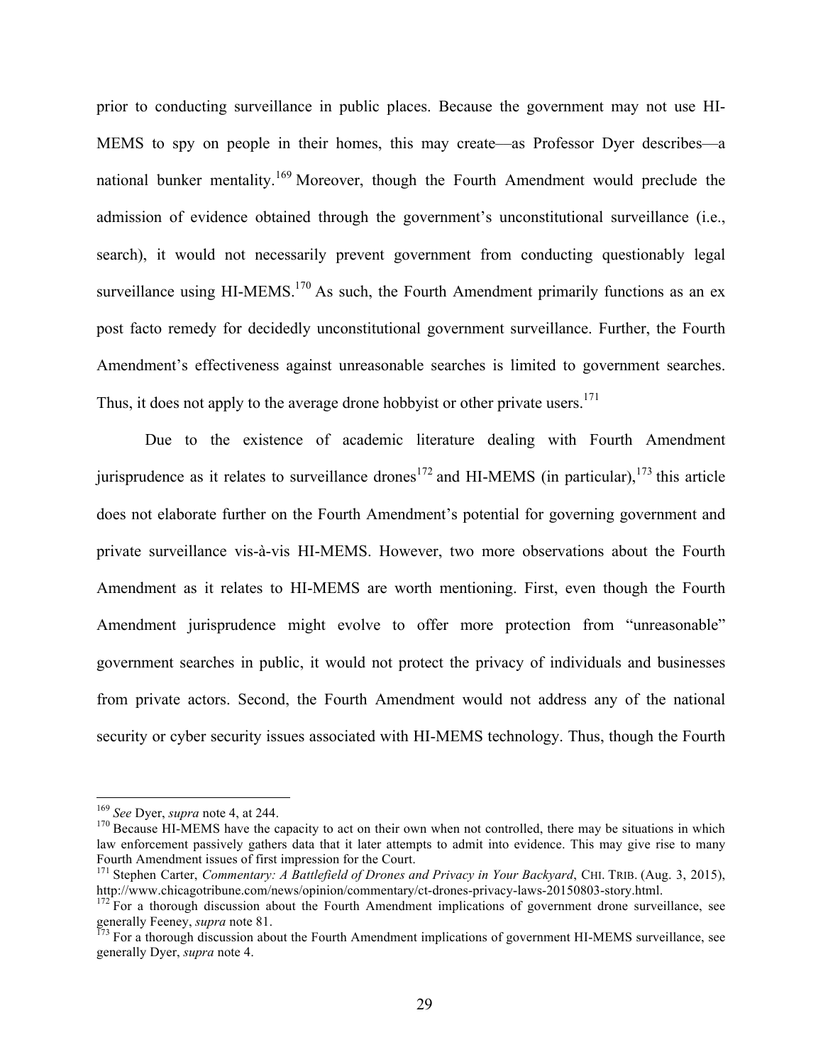prior to conducting surveillance in public places. Because the government may not use HI-MEMS to spy on people in their homes, this may create—as Professor Dyer describes—a national bunker mentality.[169] Moreover, though the Fourth Amendment would preclude the admission of evidence obtained through the government's unconstitutional surveillance (i.e., search), it would not necessarily prevent government from conducting questionably legal surveillance using HI-MEMS.[170] As such, the Fourth Amendment primarily functions as an ex post facto remedy for decidedly unconstitutional government surveillance. Further, the Fourth Amendment's effectiveness against unreasonable searches is limited to government searches. Thus, it does not apply to the average drone hobbyist or other private users.[171]

Due to the existence of academic literature dealing with Fourth Amendment jurisprudence as it relates to surveillance drones[172] and HI-MEMS (in particular),[173] this article does not elaborate further on the Fourth Amendment's potential for governing government and private surveillance vis-à-vis HI-MEMS. However, two more observations about the Fourth Amendment as it relates to HI-MEMS are worth mentioning. First, even though the Fourth Amendment jurisprudence might evolve to offer more protection from "unreasonable" government searches in public, it would not protect the privacy of individuals and businesses from private actors. Second, the Fourth Amendment would not address any of the national security or cyber security issues associated with HI-MEMS technology. Thus, though the Fourth

---

[169] *See* Dyer, *supra* note 4, at 244.

[170] Because HI-MEMS have the capacity to act on their own when not controlled, there may be situations in which law enforcement passively gathers data that it later attempts to admit into evidence. This may give rise to many Fourth Amendment issues of first impression for the Court.

[171] Stephen Carter, *Commentary: A Battlefield of Drones and Privacy in Your Backyard*, CHI. TRIB. (Aug. 3, 2015), http://www.chicagotribune.com/news/opinion/commentary/ct-drones-privacy-laws-20150803-story.html.

[172] For a thorough discussion about the Fourth Amendment implications of government drone surveillance, see generally Feeney, *supra* note 81.

[173] For a thorough discussion about the Fourth Amendment implications of government HI-MEMS surveillance, see generally Dyer, *supra* note 4.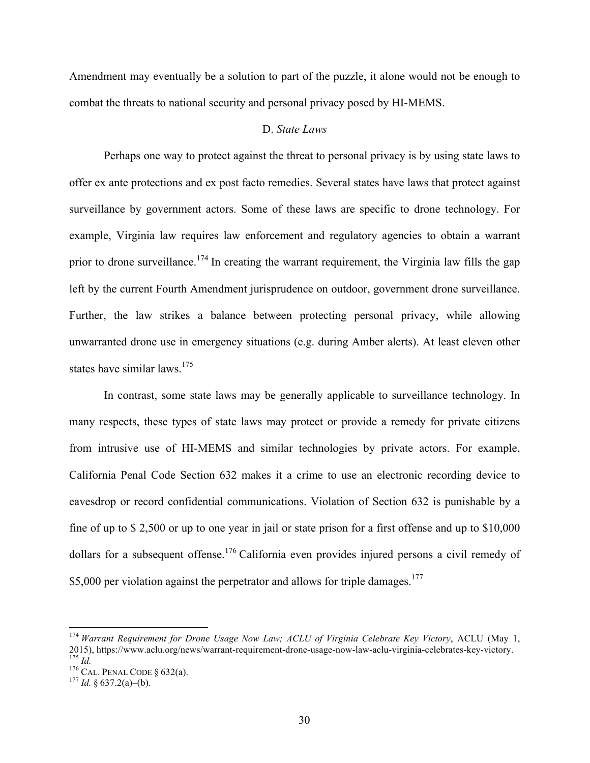Amendment may eventually be a solution to part of the puzzle, it alone would not be enough to combat the threats to national security and personal privacy posed by HI-MEMS.

### D. *State Laws*

Perhaps one way to protect against the threat to personal privacy is by using state laws to offer ex ante protections and ex post facto remedies. Several states have laws that protect against surveillance by government actors. Some of these laws are specific to drone technology. For example, Virginia law requires law enforcement and regulatory agencies to obtain a warrant prior to drone surveillance.[174] In creating the warrant requirement, the Virginia law fills the gap left by the current Fourth Amendment jurisprudence on outdoor, government drone surveillance. Further, the law strikes a balance between protecting personal privacy, while allowing unwarranted drone use in emergency situations (e.g. during Amber alerts). At least eleven other states have similar laws.[175]

In contrast, some state laws may be generally applicable to surveillance technology. In many respects, these types of state laws may protect or provide a remedy for private citizens from intrusive use of HI-MEMS and similar technologies by private actors. For example, California Penal Code Section 632 makes it a crime to use an electronic recording device to eavesdrop or record confidential communications. Violation of Section 632 is punishable by a fine of up to $ 2,500 or up to one year in jail or state prison for a first offense and up to $10,000 dollars for a subsequent offense.[176] California even provides injured persons a civil remedy of $5,000 per violation against the perpetrator and allows for triple damages.[177]

---

[174] *Warrant Requirement for Drone Usage Now Law; ACLU of Virginia Celebrate Key Victory*, ACLU (May 1, 2015), https://www.aclu.org/news/warrant-requirement-drone-usage-now-law-aclu-virginia-celebrates-key-victory.

[175] *Id.*

[176] CAL. PENAL CODE § 632(a).

[177] *Id.* § 637.2(a)–(b).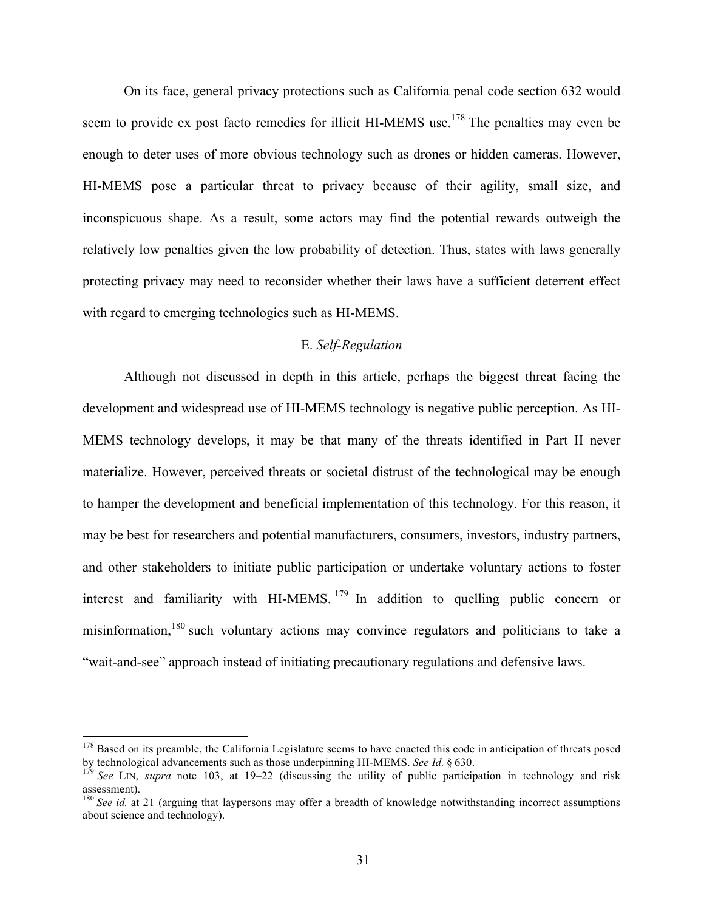On its face, general privacy protections such as California penal code section 632 would seem to provide ex post facto remedies for illicit HI-MEMS use.[178] The penalties may even be enough to deter uses of more obvious technology such as drones or hidden cameras. However, HI-MEMS pose a particular threat to privacy because of their agility, small size, and inconspicuous shape. As a result, some actors may find the potential rewards outweigh the relatively low penalties given the low probability of detection. Thus, states with laws generally protecting privacy may need to reconsider whether their laws have a sufficient deterrent effect with regard to emerging technologies such as HI-MEMS.

### E. *Self-Regulation*

Although not discussed in depth in this article, perhaps the biggest threat facing the development and widespread use of HI-MEMS technology is negative public perception. As HI-MEMS technology develops, it may be that many of the threats identified in Part II never materialize. However, perceived threats or societal distrust of the technological may be enough to hamper the development and beneficial implementation of this technology. For this reason, it may be best for researchers and potential manufacturers, consumers, investors, industry partners, and other stakeholders to initiate public participation or undertake voluntary actions to foster interest and familiarity with HI-MEMS.[179] In addition to quelling public concern or misinformation,[180] such voluntary actions may convince regulators and politicians to take a "wait-and-see" approach instead of initiating precautionary regulations and defensive laws.

---

[178] Based on its preamble, the California Legislature seems to have enacted this code in anticipation of threats posed by technological advancements such as those underpinning HI-MEMS. *See Id.* § 630.

[179] *See* LIN, *supra* note 103, at 19–22 (discussing the utility of public participation in technology and risk assessment).

[180] *See id.* at 21 (arguing that laypersons may offer a breadth of knowledge notwithstanding incorrect assumptions about science and technology).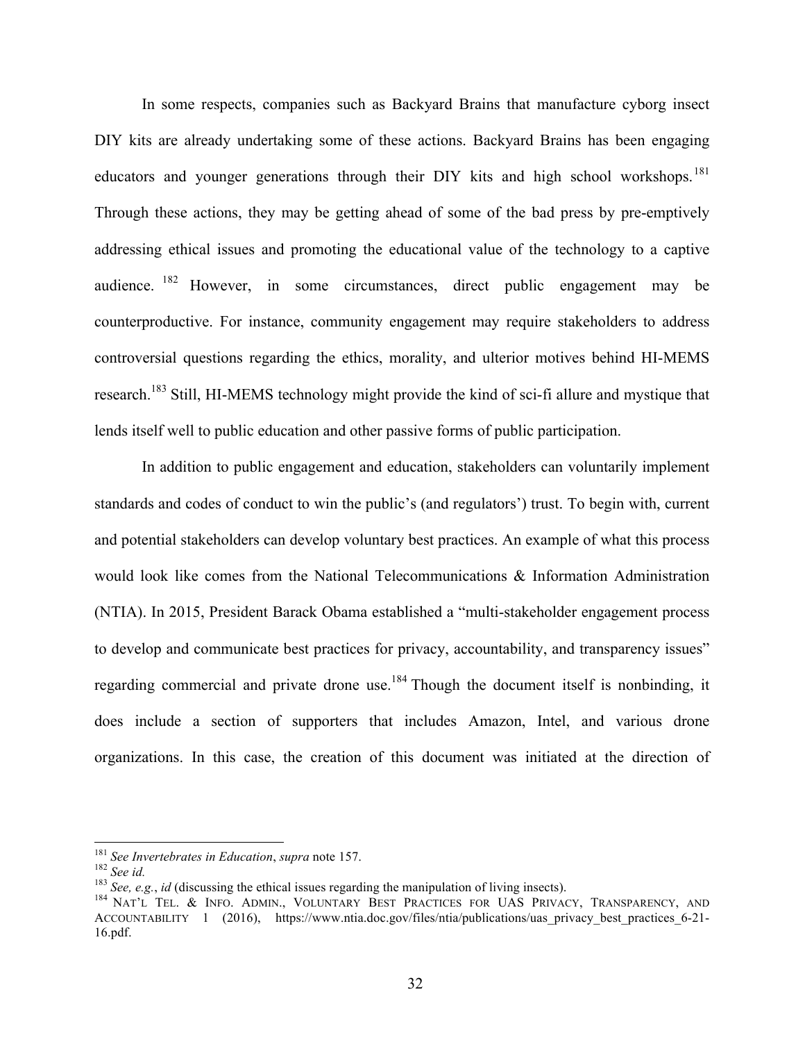In some respects, companies such as Backyard Brains that manufacture cyborg insect DIY kits are already undertaking some of these actions. Backyard Brains has been engaging educators and younger generations through their DIY kits and high school workshops.[181] Through these actions, they may be getting ahead of some of the bad press by pre-emptively addressing ethical issues and promoting the educational value of the technology to a captive audience.[182] However, in some circumstances, direct public engagement may be counterproductive. For instance, community engagement may require stakeholders to address controversial questions regarding the ethics, morality, and ulterior motives behind HI-MEMS research.[183] Still, HI-MEMS technology might provide the kind of sci-fi allure and mystique that lends itself well to public education and other passive forms of public participation.

In addition to public engagement and education, stakeholders can voluntarily implement standards and codes of conduct to win the public's (and regulators') trust. To begin with, current and potential stakeholders can develop voluntary best practices. An example of what this process would look like comes from the National Telecommunications & Information Administration (NTIA). In 2015, President Barack Obama established a "multi-stakeholder engagement process to develop and communicate best practices for privacy, accountability, and transparency issues" regarding commercial and private drone use.[184] Though the document itself is nonbinding, it does include a section of supporters that includes Amazon, Intel, and various drone organizations. In this case, the creation of this document was initiated at the direction of

---

[181] *See Invertebrates in Education*, *supra* note 157.

[182] *See id.*

[183] *See, e.g.*, *id* (discussing the ethical issues regarding the manipulation of living insects).

[184] NAT'L TEL. & INFO. ADMIN., VOLUNTARY BEST PRACTICES FOR UAS PRIVACY, TRANSPARENCY, AND ACCOUNTABILITY 1 (2016), https://www.ntia.doc.gov/files/ntia/publications/uas_privacy_best_practices_6-21-16.pdf.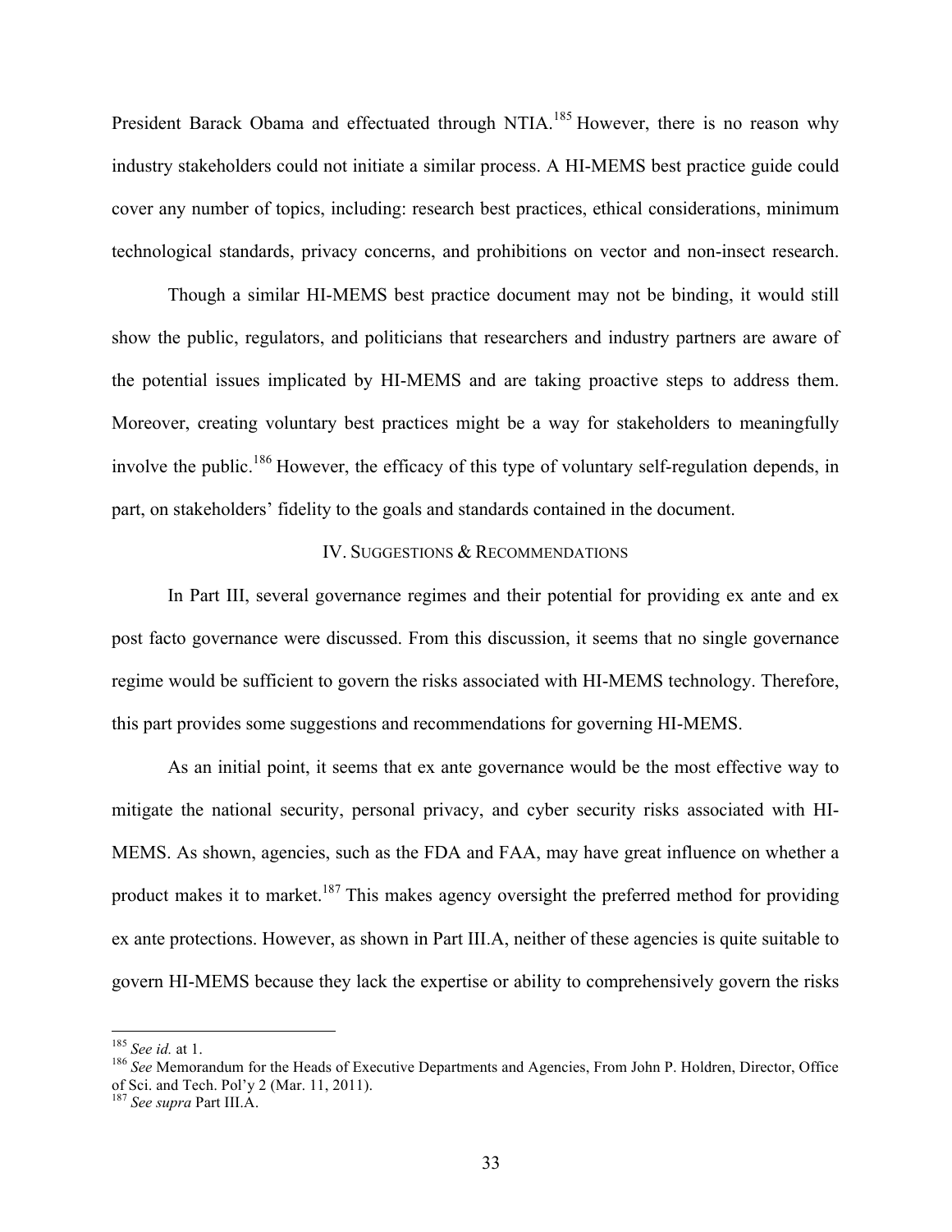President Barack Obama and effectuated through NTIA.[185] However, there is no reason why industry stakeholders could not initiate a similar process. A HI-MEMS best practice guide could cover any number of topics, including: research best practices, ethical considerations, minimum technological standards, privacy concerns, and prohibitions on vector and non-insect research.

Though a similar HI-MEMS best practice document may not be binding, it would still show the public, regulators, and politicians that researchers and industry partners are aware of the potential issues implicated by HI-MEMS and are taking proactive steps to address them. Moreover, creating voluntary best practices might be a way for stakeholders to meaningfully involve the public.[186] However, the efficacy of this type of voluntary self-regulation depends, in part, on stakeholders' fidelity to the goals and standards contained in the document.

## IV. SUGGESTIONS & RECOMMENDATIONS

In Part III, several governance regimes and their potential for providing ex ante and ex post facto governance were discussed. From this discussion, it seems that no single governance regime would be sufficient to govern the risks associated with HI-MEMS technology. Therefore, this part provides some suggestions and recommendations for governing HI-MEMS.

As an initial point, it seems that ex ante governance would be the most effective way to mitigate the national security, personal privacy, and cyber security risks associated with HI-MEMS. As shown, agencies, such as the FDA and FAA, may have great influence on whether a product makes it to market.[187] This makes agency oversight the preferred method for providing ex ante protections. However, as shown in Part III.A, neither of these agencies is quite suitable to govern HI-MEMS because they lack the expertise or ability to comprehensively govern the risks

---

[185] *See id.* at 1.

[186] *See* Memorandum for the Heads of Executive Departments and Agencies, From John P. Holdren, Director, Office of Sci. and Tech. Pol'y 2 (Mar. 11, 2011).

[187] *See supra* Part III.A.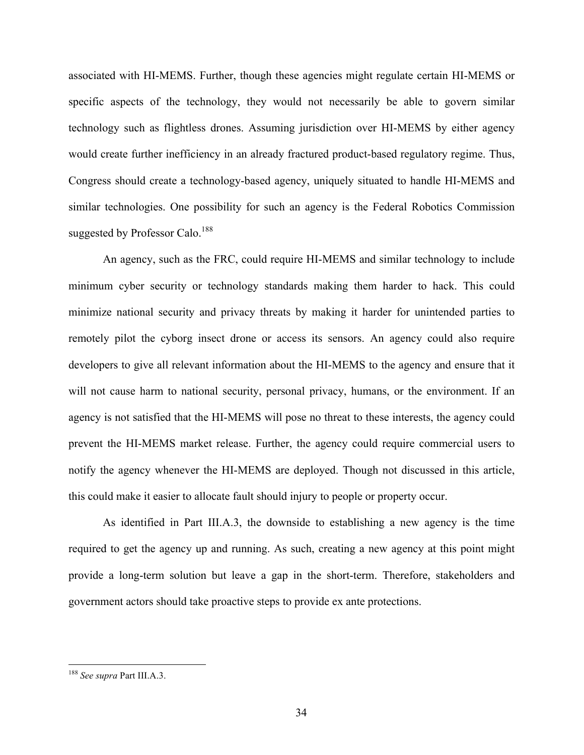associated with HI-MEMS. Further, though these agencies might regulate certain HI-MEMS or specific aspects of the technology, they would not necessarily be able to govern similar technology such as flightless drones. Assuming jurisdiction over HI-MEMS by either agency would create further inefficiency in an already fractured product-based regulatory regime. Thus, Congress should create a technology-based agency, uniquely situated to handle HI-MEMS and similar technologies. One possibility for such an agency is the Federal Robotics Commission suggested by Professor Calo.[188]

An agency, such as the FRC, could require HI-MEMS and similar technology to include minimum cyber security or technology standards making them harder to hack. This could minimize national security and privacy threats by making it harder for unintended parties to remotely pilot the cyborg insect drone or access its sensors. An agency could also require developers to give all relevant information about the HI-MEMS to the agency and ensure that it will not cause harm to national security, personal privacy, humans, or the environment. If an agency is not satisfied that the HI-MEMS will pose no threat to these interests, the agency could prevent the HI-MEMS market release. Further, the agency could require commercial users to notify the agency whenever the HI-MEMS are deployed. Though not discussed in this article, this could make it easier to allocate fault should injury to people or property occur.

As identified in Part III.A.3, the downside to establishing a new agency is the time required to get the agency up and running. As such, creating a new agency at this point might provide a long-term solution but leave a gap in the short-term. Therefore, stakeholders and government actors should take proactive steps to provide ex ante protections.

---

[188] *See supra* Part III.A.3.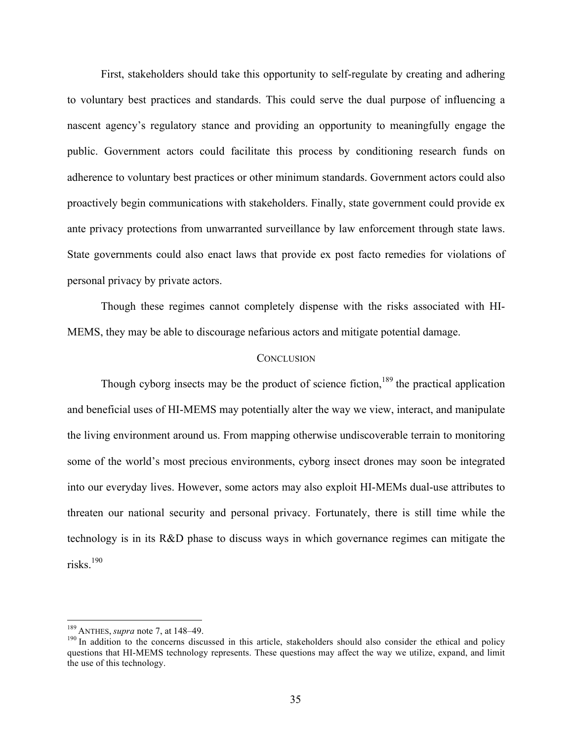First, stakeholders should take this opportunity to self-regulate by creating and adhering to voluntary best practices and standards. This could serve the dual purpose of influencing a nascent agency's regulatory stance and providing an opportunity to meaningfully engage the public. Government actors could facilitate this process by conditioning research funds on adherence to voluntary best practices or other minimum standards. Government actors could also proactively begin communications with stakeholders. Finally, state government could provide ex ante privacy protections from unwarranted surveillance by law enforcement through state laws. State governments could also enact laws that provide ex post facto remedies for violations of personal privacy by private actors.

Though these regimes cannot completely dispense with the risks associated with HI-MEMS, they may be able to discourage nefarious actors and mitigate potential damage.

## CONCLUSION

Though cyborg insects may be the product of science fiction,[189] the practical application and beneficial uses of HI-MEMS may potentially alter the way we view, interact, and manipulate the living environment around us. From mapping otherwise undiscoverable terrain to monitoring some of the world's most precious environments, cyborg insect drones may soon be integrated into our everyday lives. However, some actors may also exploit HI-MEMs dual-use attributes to threaten our national security and personal privacy. Fortunately, there is still time while the technology is in its R&D phase to discuss ways in which governance regimes can mitigate the risks.[190]

---

[189] ANTHES, *supra* note 7, at 148–49.

[190] In addition to the concerns discussed in this article, stakeholders should also consider the ethical and policy questions that HI-MEMS technology represents. These questions may affect the way we utilize, expand, and limit the use of this technology.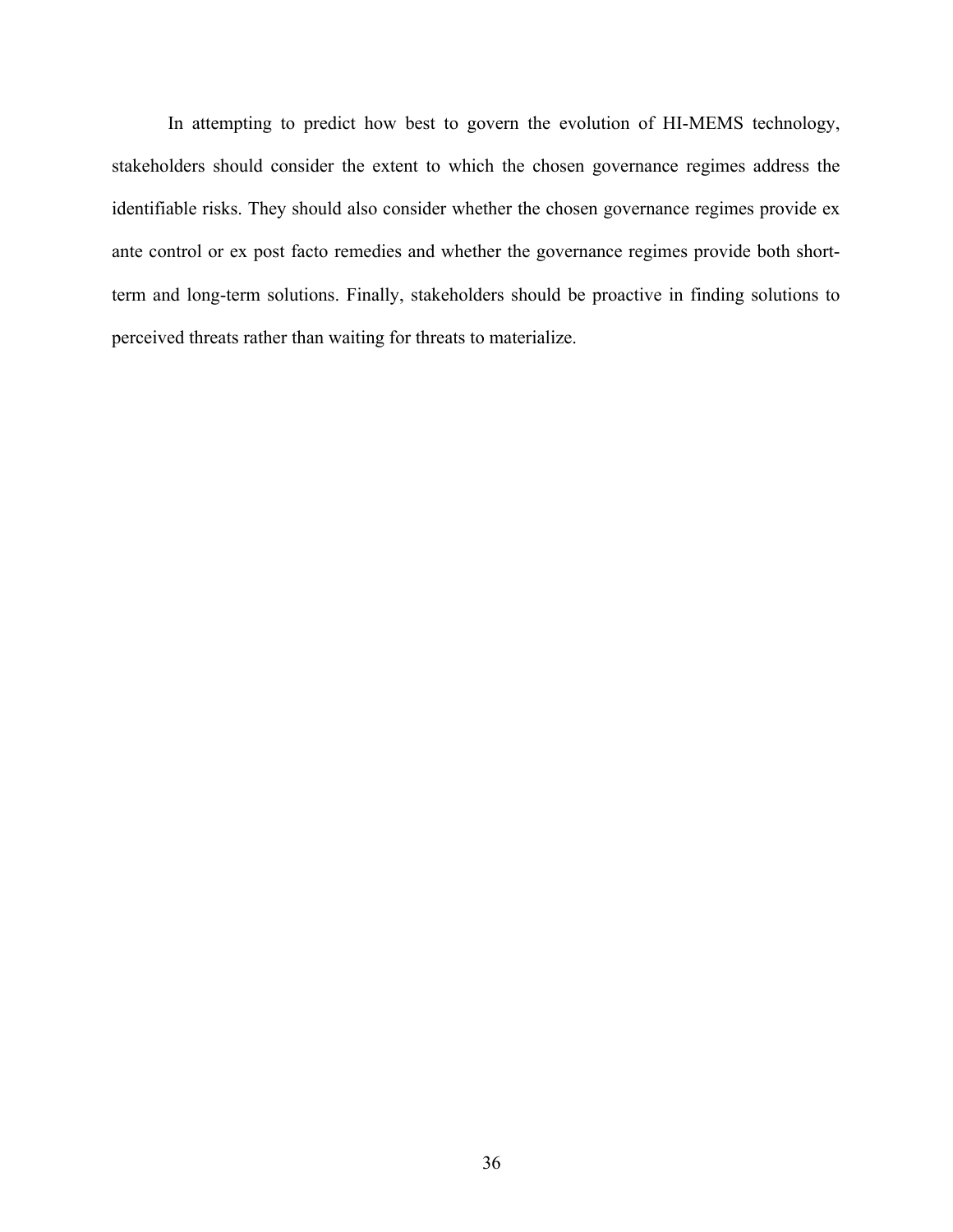In attempting to predict how best to govern the evolution of HI-MEMS technology, stakeholders should consider the extent to which the chosen governance regimes address the identifiable risks. They should also consider whether the chosen governance regimes provide ex ante control or ex post facto remedies and whether the governance regimes provide both short-term and long-term solutions. Finally, stakeholders should be proactive in finding solutions to perceived threats rather than waiting for threats to materialize.